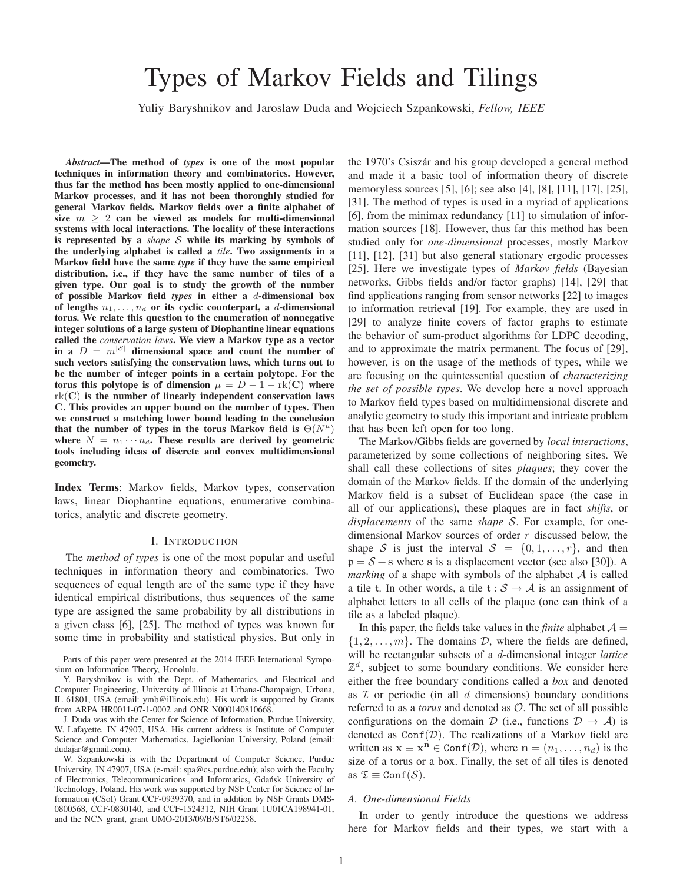# Types of Markov Fields and Tilings

Yuliy Baryshnikov and Jaroslaw Duda and Wojciech Szpankowski, *Fellow, IEEE*

***Abstract*—The method of *types* is one of the most popular techniques in information theory and combinatorics. However, thus far the method has been mostly applied to one-dimensional Markov processes, and it has not been thoroughly studied for general Markov fields. Markov fields over a finite alphabet of size $m \geq 2$ can be viewed as models for multi-dimensional systems with local interactions. The locality of these interactions is represented by a *shape* $\mathcal{S}$ while its marking by symbols of the underlying alphabet is called a *tile*. Two assignments in a Markov field have the same *type* if they have the same empirical distribution, i.e., if they have the same number of tiles of a given type. Our goal is to study the growth of the number of possible Markov field *types* in either a $d$-dimensional box of lengths $n_1, \ldots, n_d$ or its cyclic counterpart, a $d$-dimensional torus. We relate this question to the enumeration of nonnegative integer solutions of a large system of Diophantine linear equations called the *conservation laws*. We view a Markov type as a vector in a $D = m^{|\mathcal{S}|}$ dimensional space and count the number of such vectors satisfying the conservation laws, which turns out to be the number of integer points in a certain polytope. For the torus this polytope is of dimension $\mu = D - 1 - \mathrm{rk}(\mathbf{C})$ where $\mathrm{rk}(\mathbf{C})$ is the number of linearly independent conservation laws $\mathbf{C}$. This provides an upper bound on the number of types. Then we construct a matching lower bound leading to the conclusion that the number of types in the torus Markov field is $\Theta(N^{\mu})$ where $N = n_1 \cdots n_d$. These results are derived by geometric tools including ideas of discrete and convex multidimensional geometry.**

**Index Terms**: Markov fields, Markov types, conservation laws, linear Diophantine equations, enumerative combinatorics, analytic and discrete geometry.

## I. Introduction

The *method of types* is one of the most popular and useful techniques in information theory and combinatorics. Two sequences of equal length are of the same type if they have identical empirical distributions, thus sequences of the same type are assigned the same probability by all distributions in a given class [6], [25]. The method of types was known for some time in probability and statistical physics. But only in the 1970's Csiszár and his group developed a general method and made it a basic tool of information theory of discrete memoryless sources [5], [6]; see also [4], [8], [11], [17], [25], [31]. The method of types is used in a myriad of applications [6], from the minimax redundancy [11] to simulation of information sources [18]. However, thus far this method has been studied only for *one-dimensional* processes, mostly Markov [11], [12], [31] but also general stationary ergodic processes [25]. Here we investigate types of *Markov fields* (Bayesian networks, Gibbs fields and/or factor graphs) [14], [29] that find applications ranging from sensor networks [22] to images to information retrieval [19]. For example, they are used in [29] to analyze finite covers of factor graphs to estimate the behavior of sum-product algorithms for LDPC decoding, and to approximate the matrix permanent. The focus of [29], however, is on the usage of the methods of types, while we are focusing on the quintessential question of *characterizing the set of possible types*. We develop here a novel approach to Markov field types based on multidimensional discrete and analytic geometry to study this important and intricate problem that has been left open for too long.

The Markov/Gibbs fields are governed by *local interactions*, parameterized by some collections of neighboring sites. We shall call these collections of sites *plaques*; they cover the domain of the Markov fields. If the domain of the underlying Markov field is a subset of Euclidean space (the case in all of our applications), these plaques are in fact *shifts*, or *displacements* of the same *shape* $\mathcal{S}$. For example, for one-dimensional Markov sources of order $r$ discussed below, the shape $\mathcal{S}$ is just the interval $\mathcal{S} = \{0, 1, \ldots, r\}$, and then $\mathfrak{p} = \mathcal{S} + \mathbf{s}$ where $\mathbf{s}$ is a displacement vector (see also [30]). A *marking* of a shape with symbols of the alphabet $\mathcal{A}$ is called a tile $\mathfrak{t}$. In other words, a tile $\mathfrak{t} : \mathcal{S} \to \mathcal{A}$ is an assignment of alphabet letters to all cells of the plaque (one can think of a tile as a labeled plaque).

In this paper, the fields take values in the *finite* alphabet $\mathcal{A} = \{1, 2, \ldots, m\}$. The domains $\mathcal{D}$, where the fields are defined, will be rectangular subsets of a $d$-dimensional integer *lattice* $\mathbb{Z}^d$, subject to some boundary conditions. We consider here either the free boundary conditions called a *box* and denoted as $\mathcal{I}$ or periodic (in all $d$ dimensions) boundary conditions referred to as a *torus* and denoted as $\mathcal{O}$. The set of all possible configurations on the domain $\mathcal{D}$ (i.e., functions $\mathcal{D} \to \mathcal{A}$) is denoted as $\mathtt{Conf}(\mathcal{D})$. The realizations of a Markov field are written as $\mathbf{x} \equiv \mathbf{x}^{\mathbf{n}} \in \mathtt{Conf}(\mathcal{D})$, where $\mathbf{n} = (n_1, \ldots, n_d)$ is the size of a torus or a box. Finally, the set of all tiles is denoted as $\mathfrak{T} \equiv \mathtt{Conf}(\mathcal{S})$.

### A. One-dimensional Fields

In order to gently introduce the questions we address here for Markov fields and their types, we start with a

Parts of this paper were presented at the 2014 IEEE International Symposium on Information Theory, Honolulu.

Y. Baryshnikov is with the Dept. of Mathematics, and Electrical and Computer Engineering, University of Illinois at Urbana-Champaign, Urbana, IL 61801, USA (email: ymb@illinois.edu). His work is supported by Grants from ARPA HR0011-07-1-0002 and ONR N000140810668.

J. Duda was with the Center for Science of Information, Purdue University, W. Lafayette, IN 47907, USA. His current address is Institute of Computer Science and Computer Mathematics, Jagiellonian University, Poland (email: dudajar@gmail.com).

W. Szpankowski is with the Department of Computer Science, Purdue University, IN 47907, USA (e-mail: spa@cs.purdue.edu); also with the Faculty of Electronics, Telecommunications and Informatics, Gdańsk University of Technology, Poland. His work was supported by NSF Center for Science of Information (CSoI) Grant CCF-0939370, and in addition by NSF Grants DMS-0800568, CCF-0830140, and CCF-1524312, NIH Grant 1U01CA198941-01, and the NCN grant, grant UMO-2013/09/B/ST6/02258.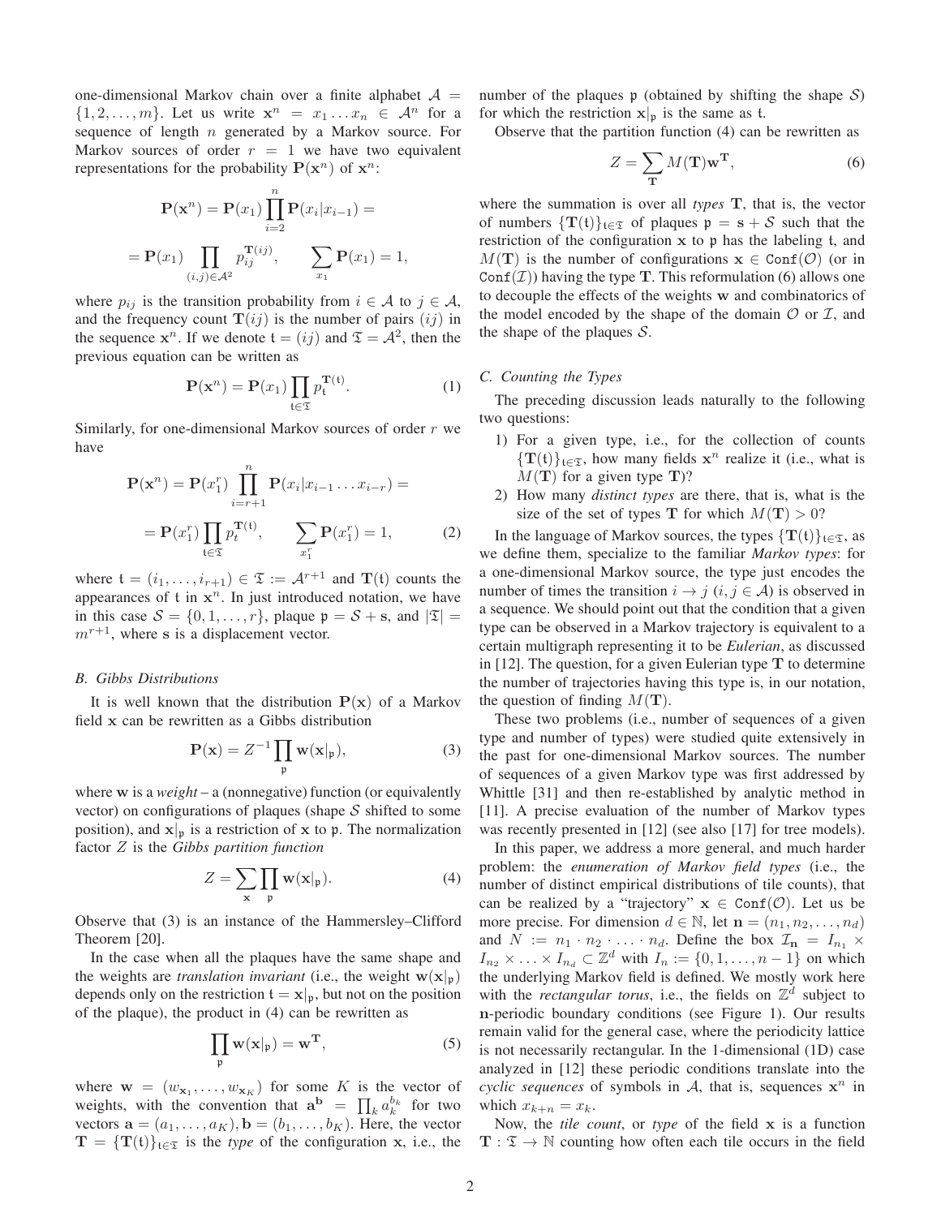one-dimensional Markov chain over a finite alphabet $\mathcal{A} = \{1, 2, \ldots, m\}$. Let us write $\mathbf{x}^n = x_1 \ldots x_n \in \mathcal{A}^n$ for a sequence of length $n$ generated by a Markov source. For Markov sources of order $r = 1$ we have two equivalent representations for the probability $\mathbf{P}(\mathbf{x}^n)$ of $\mathbf{x}^n$:

$$\mathbf{P}(\mathbf{x}^n) = \mathbf{P}(x_1) \prod_{i=2}^{n} \mathbf{P}(x_i | x_{i-1}) =$$

$$= \mathbf{P}(x_1) \prod_{(i,j) \in \mathcal{A}^2} p_{ij}^{\mathbf{T}(ij)}, \qquad \sum_{x_1} \mathbf{P}(x_1) = 1,$$

where $p_{ij}$ is the transition probability from $i \in \mathcal{A}$ to $j \in \mathcal{A}$, and the frequency count $\mathbf{T}(ij)$ is the number of pairs $(ij)$ in the sequence $\mathbf{x}^n$. If we denote $\mathfrak{t} = (ij)$ and $\mathfrak{T} = \mathcal{A}^2$, then the previous equation can be written as

$$\mathbf{P}(\mathbf{x}^n) = \mathbf{P}(x_1) \prod_{\mathfrak{t} \in \mathfrak{T}} p_{\mathfrak{t}}^{\mathbf{T}(\mathfrak{t})}. \tag{1}$$

Similarly, for one-dimensional Markov sources of order $r$ we have

$$\mathbf{P}(\mathbf{x}^n) = \mathbf{P}(x_1^r) \prod_{i=r+1}^{n} \mathbf{P}(x_i | x_{i-1} \ldots x_{i-r}) =$$

$$= \mathbf{P}(x_1^r) \prod_{\mathfrak{t} \in \mathfrak{T}} p_t^{\mathbf{T}(\mathfrak{t})}, \qquad \sum_{x_1^r} \mathbf{P}(x_1^r) = 1, \tag{2}$$

where $\mathfrak{t} = (i_1, \ldots, i_{r+1}) \in \mathfrak{T} := \mathcal{A}^{r+1}$ and $\mathbf{T}(\mathfrak{t})$ counts the appearances of $\mathfrak{t}$ in $\mathbf{x}^n$. In just introduced notation, we have in this case $\mathcal{S} = \{0, 1, \ldots, r\}$, plaque $\mathfrak{p} = \mathcal{S} + \mathbf{s}$, and $|\mathfrak{T}| = m^{r+1}$, where $\mathbf{s}$ is a displacement vector.

### B. Gibbs Distributions

It is well known that the distribution $\mathbf{P}(\mathbf{x})$ of a Markov field $\mathbf{x}$ can be rewritten as a Gibbs distribution

$$\mathbf{P}(\mathbf{x}) = Z^{-1} \prod_{\mathfrak{p}} \mathbf{w}(\mathbf{x}|_{\mathfrak{p}}), \tag{3}$$

where $\mathbf{w}$ is a *weight* – a (nonnegative) function (or equivalently vector) on configurations of plaques (shape $\mathcal{S}$ shifted to some position), and $\mathbf{x}|_{\mathfrak{p}}$ is a restriction of $\mathbf{x}$ to $\mathfrak{p}$. The normalization factor $Z$ is the *Gibbs partition function*

$$Z = \sum_{\mathbf{x}} \prod_{\mathfrak{p}} \mathbf{w}(\mathbf{x}|_{\mathfrak{p}}). \tag{4}$$

Observe that (3) is an instance of the Hammersley–Clifford Theorem [20].

In the case when all the plaques have the same shape and the weights are *translation invariant* (i.e., the weight $\mathbf{w}(\mathbf{x}|_{\mathfrak{p}})$ depends only on the restriction $\mathfrak{t} = \mathbf{x}|_{\mathfrak{p}}$, but not on the position of the plaque), the product in (4) can be rewritten as

$$\prod_{\mathfrak{p}} \mathbf{w}(\mathbf{x}|_{\mathfrak{p}}) = \mathbf{w}^{\mathbf{T}}, \tag{5}$$

where $\mathbf{w} = (w_{\mathbf{x}_1}, \ldots, w_{\mathbf{x}_K})$ for some $K$ is the vector of weights, with the convention that $\mathbf{a}^{\mathbf{b}} = \prod_k a_k^{b_k}$ for two vectors $\mathbf{a} = (a_1, \ldots, a_K), \mathbf{b} = (b_1, \ldots, b_K)$. Here, the vector $\mathbf{T} = \{\mathbf{T}(\mathfrak{t})\}_{\mathfrak{t} \in \mathfrak{T}}$ is the *type* of the configuration $\mathbf{x}$, i.e., the number of the plaques $\mathfrak{p}$ (obtained by shifting the shape $\mathcal{S}$) for which the restriction $\mathbf{x}|_{\mathfrak{p}}$ is the same as $\mathfrak{t}$.

Observe that the partition function (4) can be rewritten as

$$Z = \sum_{\mathbf{T}} M(\mathbf{T}) \mathbf{w}^{\mathbf{T}}, \tag{6}$$

where the summation is over all *types* $\mathbf{T}$, that is, the vector of numbers $\{\mathbf{T}(\mathfrak{t})\}_{\mathfrak{t} \in \mathfrak{T}}$ of plaques $\mathfrak{p} = \mathbf{s} + \mathcal{S}$ such that the restriction of the configuration $\mathbf{x}$ to $\mathfrak{p}$ has the labeling $\mathfrak{t}$, and $M(\mathbf{T})$ is the number of configurations $\mathbf{x} \in \mathtt{Conf}(\mathcal{O})$ (or in $\mathtt{Conf}(\mathcal{I})$) having the type $\mathbf{T}$. This reformulation (6) allows one to decouple the effects of the weights $\mathbf{w}$ and combinatorics of the model encoded by the shape of the domain $\mathcal{O}$ or $\mathcal{I}$, and the shape of the plaques $\mathcal{S}$.

### C. Counting the Types

The preceding discussion leads naturally to the following two questions:

1) For a given type, i.e., for the collection of counts $\{\mathbf{T}(\mathfrak{t})\}_{\mathfrak{t} \in \mathfrak{T}}$, how many fields $\mathbf{x}^n$ realize it (i.e., what is $M(\mathbf{T})$ for a given type $\mathbf{T}$)?
2) How many *distinct types* are there, that is, what is the size of the set of types $\mathbf{T}$ for which $M(\mathbf{T}) > 0$?

In the language of Markov sources, the types $\{\mathbf{T}(\mathfrak{t})\}_{\mathfrak{t} \in \mathfrak{T}}$, as we define them, specialize to the familiar *Markov types*: for a one-dimensional Markov source, the type just encodes the number of times the transition $i \to j$ ($i, j \in \mathcal{A}$) is observed in a sequence. We should point out that the condition that a given type can be observed in a Markov trajectory is equivalent to a certain multigraph representing it to be *Eulerian*, as discussed in [12]. The question, for a given Eulerian type $\mathbf{T}$ to determine the number of trajectories having this type is, in our notation, the question of finding $M(\mathbf{T})$.

These two problems (i.e., number of sequences of a given type and number of types) were studied quite extensively in the past for one-dimensional Markov sources. The number of sequences of a given Markov type was first addressed by Whittle [31] and then re-established by analytic method in [11]. A precise evaluation of the number of Markov types was recently presented in [12] (see also [17] for tree models).

In this paper, we address a more general, and much harder problem: the *enumeration of Markov field types* (i.e., the number of distinct empirical distributions of tile counts), that can be realized by a "trajectory" $\mathbf{x} \in \mathtt{Conf}(\mathcal{O})$. Let us be more precise. For dimension $d \in \mathbb{N}$, let $\mathbf{n} = (n_1, n_2, \ldots, n_d)$ and $N := n_1 \cdot n_2 \cdot \ldots \cdot n_d$. Define the box $\mathcal{I}_{\mathbf{n}} = I_{n_1} \times I_{n_2} \times \ldots \times I_{n_d} \subset \mathbb{Z}^d$ with $I_n := \{0, 1, \ldots, n-1\}$ on which the underlying Markov field is defined. We mostly work here with the *rectangular torus*, i.e., the fields on $\mathbb{Z}^d$ subject to $\mathbf{n}$-periodic boundary conditions (see Figure 1). Our results remain valid for the general case, where the periodicity lattice is not necessarily rectangular. In the 1-dimensional (1D) case analyzed in [12] these periodic conditions translate into the *cyclic sequences* of symbols in $\mathcal{A}$, that is, sequences $\mathbf{x}^n$ in which $x_{k+n} = x_k$.

Now, the *tile count*, or *type* of the field $\mathbf{x}$ is a function $\mathbf{T} : \mathfrak{T} \to \mathbb{N}$ counting how often each tile occurs in the field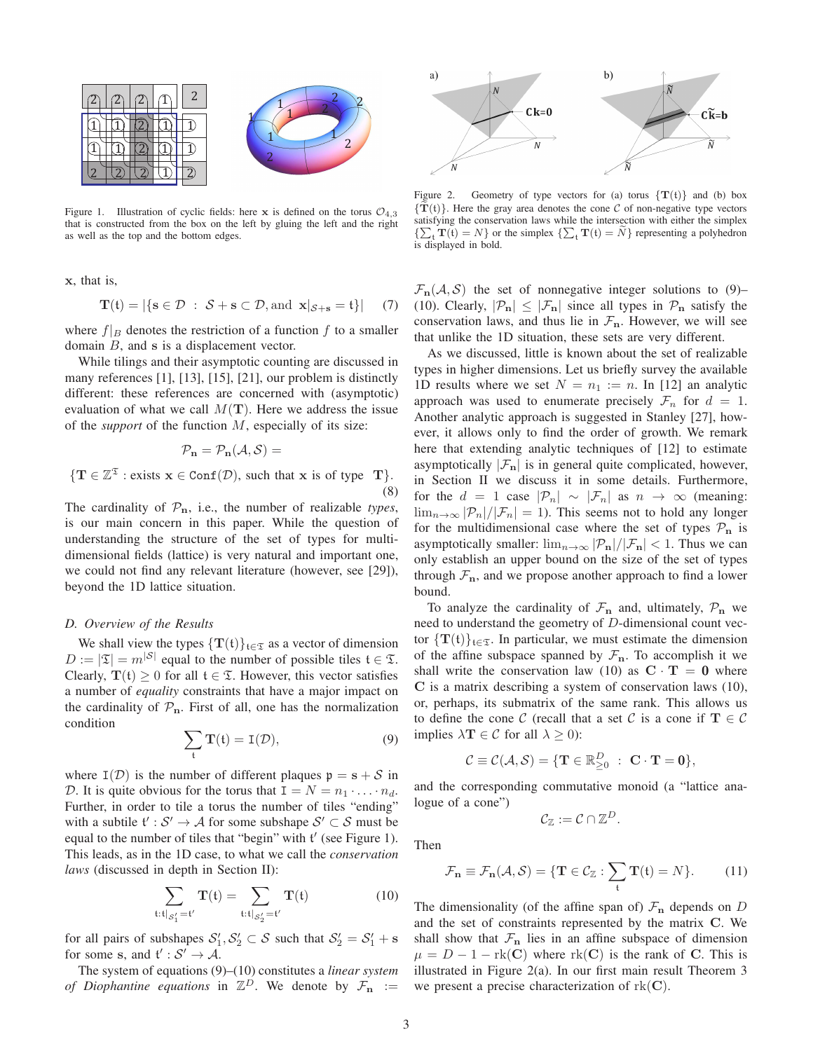Figure 1. Illustration of cyclic fields: here $\mathbf{x}$ is defined on the torus $\mathcal{O}_{4,3}$ that is constructed from the box on the left by gluing the left and the right as well as the top and the bottom edges.

Figure 2. Geometry of type vectors for (a) torus $\{\mathbf{T}(\mathfrak{t})\}$ and (b) box $\{\widetilde{\mathbf{T}}(\mathfrak{t})\}$. Here the gray area denotes the cone $\mathcal{C}$ of non-negative type vectors satisfying the conservation laws while the intersection with either the simplex $\{\sum_{\mathfrak{t}} \mathbf{T}(\mathfrak{t}) = N\}$ or the simplex $\{\sum_{\mathfrak{t}} \mathbf{T}(\mathfrak{t}) = \widetilde{N}\}$ representing a polyhedron is displayed in bold.

$\mathbf{x}$, that is,

$$\mathbf{T}(\mathfrak{t}) = |\{\mathbf{s} \in \mathcal{D} \ : \ \mathcal{S} + \mathbf{s} \subset \mathcal{D}, \text{and } \mathbf{x}|_{\mathcal{S}+\mathbf{s}} = \mathfrak{t}\}| \tag{7}$$

where $f|_B$ denotes the restriction of a function $f$ to a smaller domain $B$, and $\mathbf{s}$ is a displacement vector.

While tilings and their asymptotic counting are discussed in many references [1], [13], [15], [21], our problem is distinctly different: these references are concerned with (asymptotic) evaluation of what we call $M(\mathbf{T})$. Here we address the issue of the *support* of the function $M$, especially of its size:

$$\mathcal{P}_{\mathbf{n}} = \mathcal{P}_{\mathbf{n}}(\mathcal{A}, \mathcal{S}) =$$

$$\{\mathbf{T} \in \mathbb{Z}^{\mathfrak{T}} : \text{exists } \mathbf{x} \in \mathtt{Conf}(\mathcal{D}), \text{ such that } \mathbf{x} \text{ is of type } \ \mathbf{T}\}. \tag{8}$$

The cardinality of $\mathcal{P}_{\mathbf{n}}$, i.e., the number of realizable *types*, is our main concern in this paper. While the question of understanding the structure of the set of types for multi-dimensional fields (lattice) is very natural and important one, we could not find any relevant literature (however, see [29]), beyond the 1D lattice situation.

### D. Overview of the Results

We shall view the types $\{\mathbf{T}(\mathfrak{t})\}_{\mathfrak{t}\in\mathfrak{T}}$ as a vector of dimension $D := |\mathfrak{T}| = m^{|\mathcal{S}|}$ equal to the number of possible tiles $\mathfrak{t} \in \mathfrak{T}$. Clearly, $\mathbf{T}(\mathfrak{t}) \geq 0$ for all $\mathfrak{t} \in \mathfrak{T}$. However, this vector satisfies a number of *equality* constraints that have a major impact on the cardinality of $\mathcal{P}_{\mathbf{n}}$. First of all, one has the normalization condition

$$\sum_{\mathfrak{t}} \mathbf{T}(\mathfrak{t}) = \mathtt{I}(\mathcal{D}), \tag{9}$$

where $\mathtt{I}(\mathcal{D})$ is the number of different plaques $\mathfrak{p} = \mathbf{s} + \mathcal{S}$ in $\mathcal{D}$. It is quite obvious for the torus that $\mathtt{I} = N = n_1 \cdot \ldots \cdot n_d$. Further, in order to tile a torus the number of tiles "ending" with a subtile $\mathfrak{t}' : \mathcal{S}' \to \mathcal{A}$ for some subshape $\mathcal{S}' \subset \mathcal{S}$ must be equal to the number of tiles that "begin" with $\mathfrak{t}'$ (see Figure 1). This leads, as in the 1D case, to what we call the *conservation laws* (discussed in depth in Section II):

$$\sum_{\mathfrak{t}:\mathfrak{t}|_{\mathcal{S}_1'} = \mathfrak{t}'} \mathbf{T}(\mathfrak{t}) = \sum_{\mathfrak{t}:\mathfrak{t}|_{\mathcal{S}_2'} = \mathfrak{t}'} \mathbf{T}(\mathfrak{t}) \tag{10}$$

for all pairs of subshapes $\mathcal{S}_1', \mathcal{S}_2' \subset \mathcal{S}$ such that $\mathcal{S}_2' = \mathcal{S}_1' + \mathbf{s}$ for some $\mathbf{s}$, and $\mathfrak{t}' : \mathcal{S}' \to \mathcal{A}$.

The system of equations (9)–(10) constitutes a *linear system of Diophantine equations* in $\mathbb{Z}^D$. We denote by $\mathcal{F}_{\mathbf{n}} :=$ $\mathcal{F}_{\mathbf{n}}(\mathcal{A}, \mathcal{S})$ the set of nonnegative integer solutions to (9)–(10). Clearly, $|\mathcal{P}_{\mathbf{n}}| \leq |\mathcal{F}_{\mathbf{n}}|$ since all types in $\mathcal{P}_{\mathbf{n}}$ satisfy the conservation laws, and thus lie in $\mathcal{F}_{\mathbf{n}}$. However, we will see that unlike the 1D situation, these sets are very different.

As we discussed, little is known about the set of realizable types in higher dimensions. Let us briefly survey the available 1D results where we set $N = n_1 := n$. In [12] an analytic approach was used to enumerate precisely $\mathcal{F}_n$ for $d = 1$. Another analytic approach is suggested in Stanley [27], however, it allows only to find the order of growth. We remark here that extending analytic techniques of [12] to estimate asymptotically $|\mathcal{F}_{\mathbf{n}}|$ is in general quite complicated, however, in Section II we discuss it in some details. Furthermore, for the $d = 1$ case $|\mathcal{P}_n| \sim |\mathcal{F}_n|$ as $n \to \infty$ (meaning: $\lim_{n\to\infty} |\mathcal{P}_n|/|\mathcal{F}_n| = 1$). This seems not to hold any longer for the multidimensional case where the set of types $\mathcal{P}_{\mathbf{n}}$ is asymptotically smaller: $\lim_{n\to\infty} |\mathcal{P}_{\mathbf{n}}|/|\mathcal{F}_{\mathbf{n}}| < 1$. Thus we can only establish an upper bound on the size of the set of types through $\mathcal{F}_{\mathbf{n}}$, and we propose another approach to find a lower bound.

To analyze the cardinality of $\mathcal{F}_{\mathbf{n}}$ and, ultimately, $\mathcal{P}_{\mathbf{n}}$ we need to understand the geometry of $D$-dimensional count vector $\{\mathbf{T}(\mathfrak{t})\}_{\mathfrak{t}\in\mathfrak{T}}$. In particular, we must estimate the dimension of the affine subspace spanned by $\mathcal{F}_{\mathbf{n}}$. To accomplish it we shall write the conservation law (10) as $\mathbf{C} \cdot \mathbf{T} = \mathbf{0}$ where $\mathbf{C}$ is a matrix describing a system of conservation laws (10), or, perhaps, its submatrix of the same rank. This allows us to define the cone $\mathcal{C}$ (recall that a set $\mathcal{C}$ is a cone if $\mathbf{T} \in \mathcal{C}$ implies $\lambda \mathbf{T} \in \mathcal{C}$ for all $\lambda \geq 0$):

$$\mathcal{C} \equiv \mathcal{C}(\mathcal{A}, \mathcal{S}) = \{\mathbf{T} \in \mathbb{R}^D_{\geq 0} \ : \ \mathbf{C} \cdot \mathbf{T} = \mathbf{0}\},$$

and the corresponding commutative monoid (a "lattice analogue of a cone")

$$\mathcal{C}_{\mathbb{Z}} := \mathcal{C} \cap \mathbb{Z}^D.$$

Then

$$\mathcal{F}_{\mathbf{n}} \equiv \mathcal{F}_{\mathbf{n}}(\mathcal{A}, \mathcal{S}) = \{\mathbf{T} \in \mathcal{C}_{\mathbb{Z}} : \sum_{\mathfrak{t}} \mathbf{T}(\mathfrak{t}) = N\}. \tag{11}$$

The dimensionality (of the affine span of) $\mathcal{F}_{\mathbf{n}}$ depends on $D$ and the set of constraints represented by the matrix $\mathbf{C}$. We shall show that $\mathcal{F}_{\mathbf{n}}$ lies in an affine subspace of dimension $\mu = D - 1 - \mathrm{rk}(\mathbf{C})$ where $\mathrm{rk}(\mathbf{C})$ is the rank of $\mathbf{C}$. This is illustrated in Figure 2(a). In our first main result Theorem 3 we present a precise characterization of $\mathrm{rk}(\mathbf{C})$.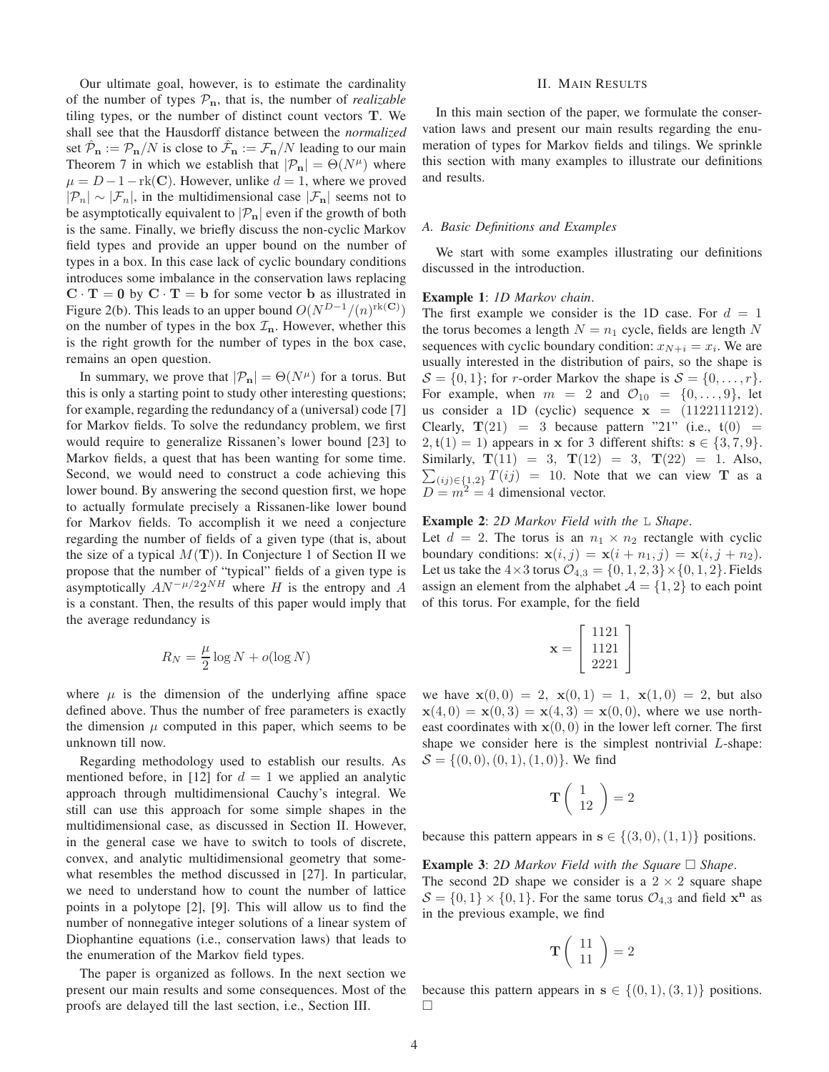Our ultimate goal, however, is to estimate the cardinality of the number of types $\mathcal{P}_\mathbf{n}$, that is, the number of *realizable* tiling types, or the number of distinct count vectors $\mathbf{T}$. We shall see that the Hausdorff distance between the *normalized* set $\hat{\mathcal{P}}_\mathbf{n} := \mathcal{P}_\mathbf{n}/N$ is close to $\hat{\mathcal{F}}_\mathbf{n} := \mathcal{F}_\mathbf{n}/N$ leading to our main Theorem 7 in which we establish that $|\mathcal{P}_\mathbf{n}| = \Theta(N^\mu)$ where $\mu = D - 1 - \mathrm{rk}(\mathbf{C})$. However, unlike $d = 1$, where we proved $|\mathcal{P}_n| \sim |\mathcal{F}_n|$, in the multidimensional case $|\mathcal{F}_\mathbf{n}|$ seems not to be asymptotically equivalent to $|\mathcal{P}_\mathbf{n}|$ even if the growth of both is the same. Finally, we briefly discuss the non-cyclic Markov field types and provide an upper bound on the number of types in a box. In this case lack of cyclic boundary conditions introduces some imbalance in the conservation laws replacing $\mathbf{C} \cdot \mathbf{T} = \mathbf{0}$ by $\mathbf{C} \cdot \mathbf{T} = \mathbf{b}$ for some vector $\mathbf{b}$ as illustrated in Figure 2(b). This leads to an upper bound $O(N^{D-1}/(n)^{\mathrm{rk}(\mathbf{C})})$ on the number of types in the box $\mathcal{I}_\mathbf{n}$. However, whether this is the right growth for the number of types in the box case, remains an open question.

In summary, we prove that $|\mathcal{P}_\mathbf{n}| = \Theta(N^\mu)$ for a torus. But this is only a starting point to study other interesting questions; for example, regarding the redundancy of a (universal) code [7] for Markov fields. To solve the redundancy problem, we first would require to generalize Rissanen's lower bound [23] to Markov fields, a quest that has been wanting for some time. Second, we would need to construct a code achieving this lower bound. By answering the second question first, we hope to actually formulate precisely a Rissanen-like lower bound for Markov fields. To accomplish it we need a conjecture regarding the number of fields of a given type (that is, about the size of a typical $M(\mathbf{T})$). In Conjecture 1 of Section II we propose that the number of "typical" fields of a given type is asymptotically $AN^{-\mu/2}2^{NH}$ where $H$ is the entropy and $A$ is a constant. Then, the results of this paper would imply that the average redundancy is

$$R_N = \frac{\mu}{2} \log N + o(\log N)$$

where $\mu$ is the dimension of the underlying affine space defined above. Thus the number of free parameters is exactly the dimension $\mu$ computed in this paper, which seems to be unknown till now.

Regarding methodology used to establish our results. As mentioned before, in [12] for $d = 1$ we applied an analytic approach through multidimensional Cauchy's integral. We still can use this approach for some simple shapes in the multidimensional case, as discussed in Section II. However, in the general case we have to switch to tools of discrete, convex, and analytic multidimensional geometry that somewhat resembles the method discussed in [27]. In particular, we need to understand how to count the number of lattice points in a polytope [2], [9]. This will allow us to find the number of nonnegative integer solutions of a linear system of Diophantine equations (i.e., conservation laws) that leads to the enumeration of the Markov field types.

The paper is organized as follows. In the next section we present our main results and some consequences. Most of the proofs are delayed till the last section, i.e., Section III.

# II. Main Results

In this main section of the paper, we formulate the conservation laws and present our main results regarding the enumeration of types for Markov fields and tilings. We sprinkle this section with many examples to illustrate our definitions and results.

## A. Basic Definitions and Examples

We start with some examples illustrating our definitions discussed in the introduction.

**Example 1**: *1D Markov chain*.
The first example we consider is the 1D case. For $d = 1$ the torus becomes a length $N = n_1$ cycle, fields are length $N$ sequences with cyclic boundary condition: $x_{N+i} = x_i$. We are usually interested in the distribution of pairs, so the shape is $\mathcal{S} = \{0, 1\}$; for $r$-order Markov the shape is $\mathcal{S} = \{0, \dots, r\}$. For example, when $m = 2$ and $\mathcal{O}_{10} = \{0, \dots, 9\}$, let us consider a 1D (cyclic) sequence $\mathbf{x} = (1122111212)$. Clearly, $\mathbf{T}(21) = 3$ because pattern "21" (i.e., $\mathfrak{t}(0) = 2, \mathfrak{t}(1) = 1$) appears in $\mathbf{x}$ for 3 different shifts: $\mathbf{s} \in \{3, 7, 9\}$. Similarly, $\mathbf{T}(11) = 3$, $\mathbf{T}(12) = 3$, $\mathbf{T}(22) = 1$. Also, $\sum_{(ij) \in \{1,2\}} T(ij) = 10$. Note that we can view $\mathbf{T}$ as a $D = m^2 = 4$ dimensional vector.

**Example 2**: *2D Markov Field with the* $\mathrm{L}$ *Shape*.
Let $d = 2$. The torus is an $n_1 \times n_2$ rectangle with cyclic boundary conditions: $\mathbf{x}(i, j) = \mathbf{x}(i + n_1, j) = \mathbf{x}(i, j + n_2)$. Let us take the $4 \times 3$ torus $\mathcal{O}_{4,3} = \{0, 1, 2, 3\} \times \{0, 1, 2\}$. Fields assign an element from the alphabet $\mathcal{A} = \{1, 2\}$ to each point of this torus. For example, for the field

$$\mathbf{x} = \begin{bmatrix} 1121 \\ 1121 \\ 2221 \end{bmatrix}$$

we have $\mathbf{x}(0, 0) = 2$, $\mathbf{x}(0, 1) = 1$, $\mathbf{x}(1, 0) = 2$, but also $\mathbf{x}(4, 0) = \mathbf{x}(0, 3) = \mathbf{x}(4, 3) = \mathbf{x}(0, 0)$, where we use north-east coordinates with $\mathbf{x}(0, 0)$ in the lower left corner. The first shape we consider here is the simplest nontrivial $L$-shape: $\mathcal{S} = \{(0, 0), (0, 1), (1, 0)\}$. We find

$$\mathbf{T}\begin{pmatrix} 1 \\ 12 \end{pmatrix} = 2$$

because this pattern appears in $\mathbf{s} \in \{(3, 0), (1, 1)\}$ positions.

**Example 3**: *2D Markov Field with the Square* $\square$ *Shape*.
The second 2D shape we consider is a $2 \times 2$ square shape $\mathcal{S} = \{0, 1\} \times \{0, 1\}$. For the same torus $\mathcal{O}_{4,3}$ and field $\mathbf{x}^\mathbf{n}$ as in the previous example, we find

$$\mathbf{T}\begin{pmatrix} 11 \\ 11 \end{pmatrix} = 2$$

because this pattern appears in $\mathbf{s} \in \{(0, 1), (3, 1)\}$ positions. $\square$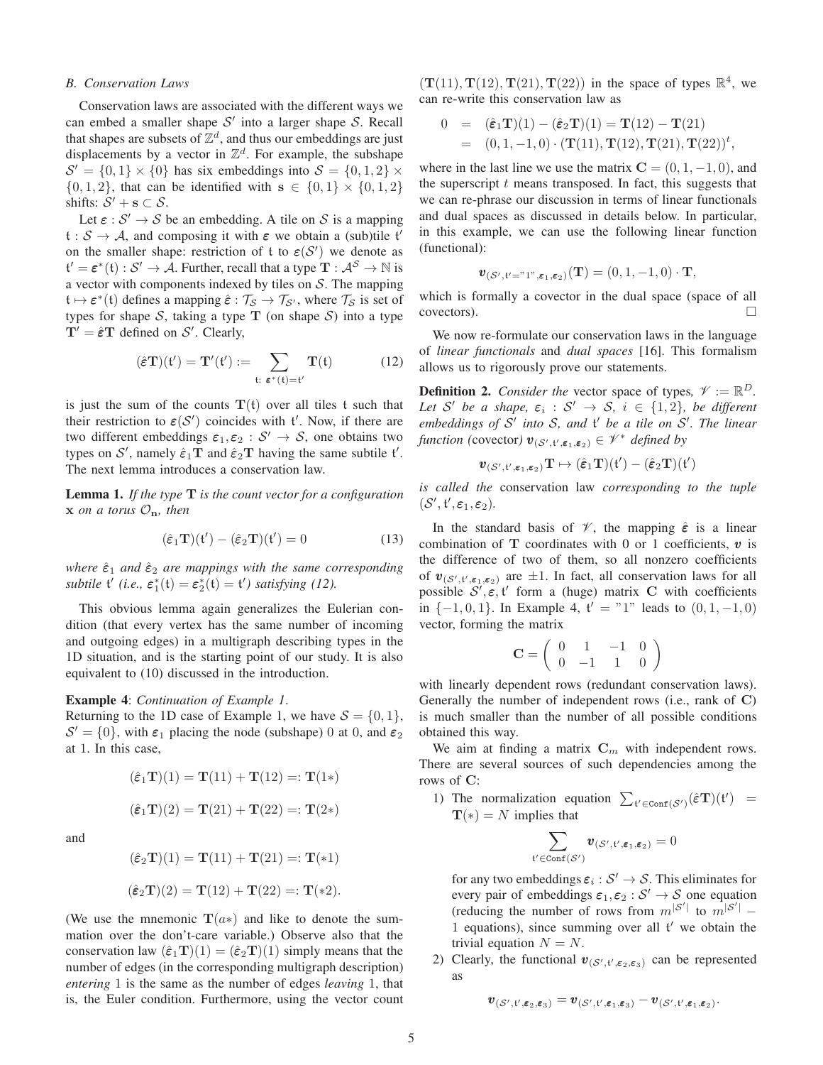### B. Conservation Laws

Conservation laws are associated with the different ways we can embed a smaller shape $\mathcal{S}'$ into a larger shape $\mathcal{S}$. Recall that shapes are subsets of $\mathbb{Z}^d$, and thus our embeddings are just displacements by a vector in $\mathbb{Z}^d$. For example, the subshape $\mathcal{S}' = \{0,1\} \times \{0\}$ has six embeddings into $\mathcal{S} = \{0,1,2\} \times \{0,1,2\}$, that can be identified with $\mathbf{s} \in \{0,1\} \times \{0,1,2\}$ shifts: $\mathcal{S}' + \mathbf{s} \subset \mathcal{S}$.

Let $\boldsymbol{\varepsilon} : \mathcal{S}' \to \mathcal{S}$ be an embedding. A tile on $\mathcal{S}$ is a mapping $\mathfrak{t} : \mathcal{S} \to \mathcal{A}$, and composing it with $\boldsymbol{\varepsilon}$ we obtain a (sub)tile $\mathfrak{t}'$ on the smaller shape: restriction of $\mathfrak{t}$ to $\boldsymbol{\varepsilon}(\mathcal{S}')$ we denote as $\mathfrak{t}' = \boldsymbol{\varepsilon}^*(\mathfrak{t}) : \mathcal{S}' \to \mathcal{A}$. Further, recall that a type $\mathbf{T} : \mathcal{A}^{\mathcal{S}} \to \mathbb{N}$ is a vector with components indexed by tiles on $\mathcal{S}$. The mapping $\mathfrak{t} \mapsto \boldsymbol{\varepsilon}^*(\mathfrak{t})$ defines a mapping $\hat{\boldsymbol{\varepsilon}} : \mathcal{T}_{\mathcal{S}} \to \mathcal{T}_{\mathcal{S}'}$, where $\mathcal{T}_{\mathcal{S}}$ is set of types for shape $\mathcal{S}$, taking a type $\mathbf{T}$ (on shape $\mathcal{S}$) into a type $\mathbf{T}' = \hat{\boldsymbol{\varepsilon}}\mathbf{T}$ defined on $\mathcal{S}'$. Clearly,

$$(\hat{\boldsymbol{\varepsilon}}\mathbf{T})(\mathfrak{t}') = \mathbf{T}'(\mathfrak{t}') := \sum_{\mathfrak{t}:\ \boldsymbol{\varepsilon}^*(\mathfrak{t}) = \mathfrak{t}'} \mathbf{T}(\mathfrak{t}) \qquad (12)$$

is just the sum of the counts $\mathbf{T}(\mathfrak{t})$ over all tiles $\mathfrak{t}$ such that their restriction to $\boldsymbol{\varepsilon}(\mathcal{S}')$ coincides with $\mathfrak{t}'$. Now, if there are two different embeddings $\boldsymbol{\varepsilon}_1, \boldsymbol{\varepsilon}_2 : \mathcal{S}' \to \mathcal{S}$, one obtains two types on $\mathcal{S}'$, namely $\hat{\boldsymbol{\varepsilon}}_1\mathbf{T}$ and $\hat{\boldsymbol{\varepsilon}}_2\mathbf{T}$ having the same subtile $\mathfrak{t}'$. The next lemma introduces a conservation law.

**Lemma 1.** *If the type $\mathbf{T}$ is the count vector for a configuration $\mathbf{x}$ on a torus $\mathcal{O}_{\mathbf{n}}$, then*

$$(\hat{\boldsymbol{\varepsilon}}_1\mathbf{T})(\mathfrak{t}') - (\hat{\boldsymbol{\varepsilon}}_2\mathbf{T})(\mathfrak{t}') = 0 \qquad (13)$$

*where $\hat{\boldsymbol{\varepsilon}}_1$ and $\hat{\boldsymbol{\varepsilon}}_2$ are mappings with the same corresponding subtile $\mathfrak{t}'$ (i.e., $\boldsymbol{\varepsilon}_1^*(\mathfrak{t}) = \boldsymbol{\varepsilon}_2^*(\mathfrak{t}) = \mathfrak{t}'$) satisfying (12).*

This obvious lemma again generalizes the Eulerian condition (that every vertex has the same number of incoming and outgoing edges) in a multigraph describing types in the 1D situation, and is the starting point of our study. It is also equivalent to (10) discussed in the introduction.

**Example 4**: *Continuation of Example 1.*
Returning to the 1D case of Example 1, we have $\mathcal{S} = \{0,1\}$, $\mathcal{S}' = \{0\}$, with $\boldsymbol{\varepsilon}_1$ placing the node (subshape) 0 at 0, and $\boldsymbol{\varepsilon}_2$ at 1. In this case,

$$(\hat{\boldsymbol{\varepsilon}}_1\mathbf{T})(1) = \mathbf{T}(11) + \mathbf{T}(12) =: \mathbf{T}(1*)$$

$$(\hat{\boldsymbol{\varepsilon}}_1\mathbf{T})(2) = \mathbf{T}(21) + \mathbf{T}(22) =: \mathbf{T}(2*)$$

and

$$(\hat{\boldsymbol{\varepsilon}}_2\mathbf{T})(1) = \mathbf{T}(11) + \mathbf{T}(21) =: \mathbf{T}(*1)$$

$$(\hat{\boldsymbol{\varepsilon}}_2\mathbf{T})(2) = \mathbf{T}(12) + \mathbf{T}(22) =: \mathbf{T}(*2).$$

(We use the mnemonic $\mathbf{T}(a*)$ and like to denote the summation over the don't-care variable.) Observe also that the conservation law $(\hat{\boldsymbol{\varepsilon}}_1\mathbf{T})(1) = (\hat{\boldsymbol{\varepsilon}}_2\mathbf{T})(1)$ simply means that the number of edges (in the corresponding multigraph description) *entering* 1 is the same as the number of edges *leaving* 1, that is, the Euler condition. Furthermore, using the vector count $(\mathbf{T}(11), \mathbf{T}(12), \mathbf{T}(21), \mathbf{T}(22))$ in the space of types $\mathbb{R}^4$, we can re-write this conservation law as

$$\begin{aligned} 0 &= (\hat{\boldsymbol{\varepsilon}}_1\mathbf{T})(1) - (\hat{\boldsymbol{\varepsilon}}_2\mathbf{T})(1) = \mathbf{T}(12) - \mathbf{T}(21) \\ &= (0,1,-1,0) \cdot (\mathbf{T}(11), \mathbf{T}(12), \mathbf{T}(21), \mathbf{T}(22))^t, \end{aligned}$$

where in the last line we use the matrix $\mathbf{C} = (0,1,-1,0)$, and the superscript $t$ means transposed. In fact, this suggests that we can re-phrase our discussion in terms of linear functionals and dual spaces as discussed in details below. In particular, in this example, we can use the following linear function (functional):

$$\boldsymbol{v}_{(\mathcal{S}', \mathfrak{t}' = "1", \boldsymbol{\varepsilon}_1, \boldsymbol{\varepsilon}_2)}(\mathbf{T}) = (0,1,-1,0) \cdot \mathbf{T},$$

which is formally a covector in the dual space (space of all covectors). $\square$

We now re-formulate our conservation laws in the language of *linear functionals* and *dual spaces* [16]. This formalism allows us to rigorously prove our statements.

**Definition 2.** *Consider the* vector space of types*, $\mathscr{V} := \mathbb{R}^D$. Let $\mathcal{S}'$ be a shape, $\boldsymbol{\varepsilon}_i : \mathcal{S}' \to \mathcal{S}$, $i \in \{1,2\}$, be different embeddings of $\mathcal{S}'$ into $\mathcal{S}$, and $\mathfrak{t}'$ be a tile on $\mathcal{S}'$. The linear function (*covector*) $\boldsymbol{v}_{(\mathcal{S}', \mathfrak{t}', \boldsymbol{\varepsilon}_1, \boldsymbol{\varepsilon}_2)} \in \mathscr{V}^*$ defined by*

$$\boldsymbol{v}_{(\mathcal{S}', \mathfrak{t}', \boldsymbol{\varepsilon}_1, \boldsymbol{\varepsilon}_2)}\mathbf{T} \mapsto (\hat{\boldsymbol{\varepsilon}}_1\mathbf{T})(\mathfrak{t}') - (\hat{\boldsymbol{\varepsilon}}_2\mathbf{T})(\mathfrak{t}')$$

*is called the* conservation law *corresponding to the tuple $(\mathcal{S}', \mathfrak{t}', \boldsymbol{\varepsilon}_1, \boldsymbol{\varepsilon}_2)$.*

In the standard basis of $\mathscr{V}$, the mapping $\hat{\boldsymbol{\varepsilon}}$ is a linear combination of $\mathbf{T}$ coordinates with 0 or 1 coefficients, $\boldsymbol{v}$ is the difference of two of them, so all nonzero coefficients of $\boldsymbol{v}_{(\mathcal{S}', \mathfrak{t}', \boldsymbol{\varepsilon}_1, \boldsymbol{\varepsilon}_2)}$ are $\pm 1$. In fact, all conservation laws for all possible $\mathcal{S}', \boldsymbol{\varepsilon}, \mathfrak{t}'$ form a (huge) matrix $\mathbf{C}$ with coefficients in $\{-1,0,1\}$. In Example 4, $\mathfrak{t}' = "1"$ leads to $(0,1,-1,0)$ vector, forming the matrix

$$\mathbf{C} = \begin{pmatrix} 0 & 1 & -1 & 0 \\ 0 & -1 & 1 & 0 \end{pmatrix}$$

with linearly dependent rows (redundant conservation laws). Generally the number of independent rows (i.e., rank of $\mathbf{C}$) is much smaller than the number of all possible conditions obtained this way.

We aim at finding a matrix $\mathbf{C}_m$ with independent rows. There are several sources of such dependencies among the rows of $\mathbf{C}$:

1) The normalization equation $\sum_{\mathfrak{t}' \in \mathtt{Conf}(\mathcal{S}')} (\hat{\boldsymbol{\varepsilon}}\mathbf{T})(\mathfrak{t}') = \mathbf{T}(*) = N$ implies that

$$\sum_{\mathfrak{t}' \in \mathtt{Conf}(\mathcal{S}')} \boldsymbol{v}_{(\mathcal{S}', \mathfrak{t}', \boldsymbol{\varepsilon}_1, \boldsymbol{\varepsilon}_2)} = 0$$

for any two embeddings $\boldsymbol{\varepsilon}_i : \mathcal{S}' \to \mathcal{S}$. This eliminates for every pair of embeddings $\boldsymbol{\varepsilon}_1, \boldsymbol{\varepsilon}_2 : \mathcal{S}' \to \mathcal{S}$ one equation (reducing the number of rows from $m^{|\mathcal{S}'|}$ to $m^{|\mathcal{S}'|} - 1$ equations), since summing over all $\mathfrak{t}'$ we obtain the trivial equation $N = N$.

2) Clearly, the functional $\boldsymbol{v}_{(\mathcal{S}', \mathfrak{t}', \boldsymbol{\varepsilon}_2, \boldsymbol{\varepsilon}_3)}$ can be represented as

$$\boldsymbol{v}_{(\mathcal{S}', \mathfrak{t}', \boldsymbol{\varepsilon}_2, \boldsymbol{\varepsilon}_3)} = \boldsymbol{v}_{(\mathcal{S}', \mathfrak{t}', \boldsymbol{\varepsilon}_1, \boldsymbol{\varepsilon}_3)} - \boldsymbol{v}_{(\mathcal{S}', \mathfrak{t}', \boldsymbol{\varepsilon}_1, \boldsymbol{\varepsilon}_2)}.$$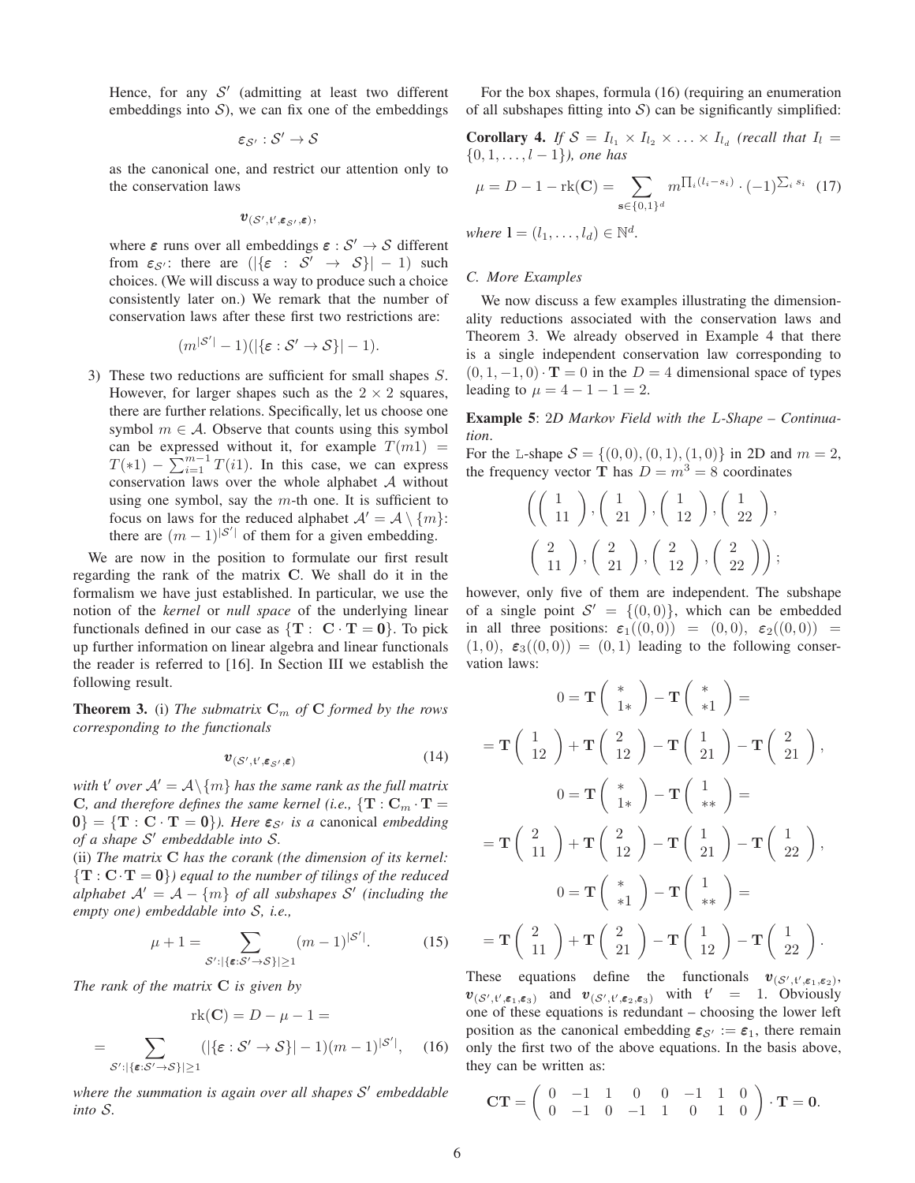Hence, for any $\mathcal{S}'$ (admitting at least two different embeddings into $\mathcal{S}$), we can fix one of the embeddings

$$\varepsilon_{\mathcal{S}'} : \mathcal{S}' \to \mathcal{S}$$

as the canonical one, and restrict our attention only to the conservation laws

$$\boldsymbol{v}_{(\mathcal{S}',\mathfrak{t}',\boldsymbol{\varepsilon}_{\mathcal{S}'},\boldsymbol{\varepsilon})},$$

where $\boldsymbol{\varepsilon}$ runs over all embeddings $\boldsymbol{\varepsilon} : \mathcal{S}' \to \mathcal{S}$ different from $\boldsymbol{\varepsilon}_{\mathcal{S}'}$: there are $(|\{\boldsymbol{\varepsilon} : \mathcal{S}' \to \mathcal{S}\}| - 1)$ such choices. (We will discuss a way to produce such a choice consistently later on.) We remark that the number of conservation laws after these first two restrictions are:

$$(m^{|\mathcal{S}'|} - 1)(|\{\boldsymbol{\varepsilon} : \mathcal{S}' \to \mathcal{S}\}| - 1).$$

3) These two reductions are sufficient for small shapes $S$. However, for larger shapes such as the $2 \times 2$ squares, there are further relations. Specifically, let us choose one symbol $m \in \mathcal{A}$. Observe that counts using this symbol can be expressed without it, for example $T(m1) = T(*1) - \sum_{i=1}^{m-1} T(i1)$. In this case, we can express conservation laws over the whole alphabet $\mathcal{A}$ without using one symbol, say the $m$-th one. It is sufficient to focus on laws for the reduced alphabet $\mathcal{A}' = \mathcal{A} \setminus \{m\}$: there are $(m-1)^{|\mathcal{S}'|}$ of them for a given embedding.

We are now in the position to formulate our first result regarding the rank of the matrix $\mathbf{C}$. We shall do it in the formalism we have just established. In particular, we use the notion of the *kernel* or *null space* of the underlying linear functionals defined in our case as $\{\mathbf{T} : \mathbf{C} \cdot \mathbf{T} = \mathbf{0}\}$. To pick up further information on linear algebra and linear functionals the reader is referred to [16]. In Section III we establish the following result.

**Theorem 3.** (i) *The submatrix $\mathbf{C}_m$ of $\mathbf{C}$ formed by the rows corresponding to the functionals*

$$\boldsymbol{v}_{(\mathcal{S}',\mathfrak{t}',\boldsymbol{\varepsilon}_{\mathcal{S}'},\boldsymbol{\varepsilon})} \tag{14}$$

*with $\mathfrak{t}'$ over $\mathcal{A}' = \mathcal{A} \setminus \{m\}$ has the same rank as the full matrix $\mathbf{C}$, and therefore defines the same kernel (i.e., $\{\mathbf{T} : \mathbf{C}_m \cdot \mathbf{T} = \mathbf{0}\} = \{\mathbf{T} : \mathbf{C} \cdot \mathbf{T} = \mathbf{0}\}$). Here $\boldsymbol{\varepsilon}_{\mathcal{S}'}$ is a* canonical *embedding of a shape $\mathcal{S}'$ embeddable into $\mathcal{S}$.*
(ii) *The matrix $\mathbf{C}$ has the corank (the dimension of its kernel: $\{\mathbf{T} : \mathbf{C} \cdot \mathbf{T} = \mathbf{0}\}$) equal to the number of tilings of the reduced alphabet $\mathcal{A}' = \mathcal{A} - \{m\}$ of all subshapes $\mathcal{S}'$ (including the empty one) embeddable into $\mathcal{S}$, i.e.,*

$$\mu + 1 = \sum_{\mathcal{S}' : |\{\boldsymbol{\varepsilon} : \mathcal{S}' \to \mathcal{S}\}| \geq 1} (m-1)^{|\mathcal{S}'|}. \tag{15}$$

*The rank of the matrix $\mathbf{C}$ is given by*

$$\begin{aligned} &\mathrm{rk}(\mathbf{C}) = D - \mu - 1 = \\ &= \sum_{\mathcal{S}' : |\{\boldsymbol{\varepsilon} : \mathcal{S}' \to \mathcal{S}\}| \geq 1} (|\{\boldsymbol{\varepsilon} : \mathcal{S}' \to \mathcal{S}\}| - 1)(m-1)^{|\mathcal{S}'|}, \end{aligned} \tag{16}$$

*where the summation is again over all shapes $\mathcal{S}'$ embeddable into $\mathcal{S}$.*

For the box shapes, formula (16) (requiring an enumeration of all subshapes fitting into $\mathcal{S}$) can be significantly simplified:

**Corollary 4.** *If $\mathcal{S} = I_{l_1} \times I_{l_2} \times \ldots \times I_{l_d}$ (recall that $I_l = \{0, 1, \ldots, l-1\}$), one has*

$$\mu = D - 1 - \mathrm{rk}(\mathbf{C}) = \sum_{\mathbf{s} \in \{0,1\}^d} m^{\prod_i (l_i - s_i)} \cdot (-1)^{\sum_i s_i} \tag{17}$$

*where $\mathbf{l} = (l_1, \ldots, l_d) \in \mathbb{N}^d$.*

### C. More Examples

We now discuss a few examples illustrating the dimensionality reductions associated with the conservation laws and Theorem 3. We already observed in Example 4 that there is a single independent conservation law corresponding to $(0, 1, -1, 0) \cdot \mathbf{T} = 0$ in the $D = 4$ dimensional space of types leading to $\mu = 4 - 1 - 1 = 2$.

**Example 5**: *2D Markov Field with the L-Shape – Continuation*.
For the L-shape $\mathcal{S} = \{(0,0), (0,1), (1,0)\}$ in 2D and $m = 2$, the frequency vector $\mathbf{T}$ has $D = m^3 = 8$ coordinates

$$\left( \begin{pmatrix} 1 \\ 11 \end{pmatrix}, \begin{pmatrix} 1 \\ 21 \end{pmatrix}, \begin{pmatrix} 1 \\ 12 \end{pmatrix}, \begin{pmatrix} 1 \\ 22 \end{pmatrix}, \right.$$
$$\left. \begin{pmatrix} 2 \\ 11 \end{pmatrix}, \begin{pmatrix} 2 \\ 21 \end{pmatrix}, \begin{pmatrix} 2 \\ 12 \end{pmatrix}, \begin{pmatrix} 2 \\ 22 \end{pmatrix} \right);$$

however, only five of them are independent. The subshape of a single point $\mathcal{S}' = \{(0,0)\}$, which can be embedded in all three positions: $\boldsymbol{\varepsilon}_1((0,0)) = (0,0)$, $\boldsymbol{\varepsilon}_2((0,0)) = (1,0)$, $\boldsymbol{\varepsilon}_3((0,0)) = (0,1)$ leading to the following conservation laws:

$$\begin{aligned} 0 &= \mathbf{T}\begin{pmatrix} * \\ 1* \end{pmatrix} - \mathbf{T}\begin{pmatrix} * \\ *1 \end{pmatrix} = \\ &= \mathbf{T}\begin{pmatrix} 1 \\ 12 \end{pmatrix} + \mathbf{T}\begin{pmatrix} 2 \\ 12 \end{pmatrix} - \mathbf{T}\begin{pmatrix} 1 \\ 21 \end{pmatrix} - \mathbf{T}\begin{pmatrix} 2 \\ 21 \end{pmatrix}, \\ 0 &= \mathbf{T}\begin{pmatrix} * \\ 1* \end{pmatrix} - \mathbf{T}\begin{pmatrix} 1 \\ ** \end{pmatrix} = \\ &= \mathbf{T}\begin{pmatrix} 2 \\ 11 \end{pmatrix} + \mathbf{T}\begin{pmatrix} 2 \\ 12 \end{pmatrix} - \mathbf{T}\begin{pmatrix} 1 \\ 21 \end{pmatrix} - \mathbf{T}\begin{pmatrix} 1 \\ 22 \end{pmatrix}, \\ 0 &= \mathbf{T}\begin{pmatrix} * \\ *1 \end{pmatrix} - \mathbf{T}\begin{pmatrix} 1 \\ ** \end{pmatrix} = \\ &= \mathbf{T}\begin{pmatrix} 2 \\ 11 \end{pmatrix} + \mathbf{T}\begin{pmatrix} 2 \\ 21 \end{pmatrix} - \mathbf{T}\begin{pmatrix} 1 \\ 12 \end{pmatrix} - \mathbf{T}\begin{pmatrix} 1 \\ 22 \end{pmatrix}. \end{aligned}$$

These equations define the functionals $\boldsymbol{v}_{(\mathcal{S}',\mathfrak{t}',\boldsymbol{\varepsilon}_1,\boldsymbol{\varepsilon}_2)}$, $\boldsymbol{v}_{(\mathcal{S}',\mathfrak{t}',\boldsymbol{\varepsilon}_1,\boldsymbol{\varepsilon}_3)}$ and $\boldsymbol{v}_{(\mathcal{S}',\mathfrak{t}',\boldsymbol{\varepsilon}_2,\boldsymbol{\varepsilon}_3)}$ with $\mathfrak{t}' = 1$. Obviously one of these equations is redundant – choosing the lower left position as the canonical embedding $\boldsymbol{\varepsilon}_{\mathcal{S}'} := \boldsymbol{\varepsilon}_1$, there remain only the first two of the above equations. In the basis above, they can be written as:

$$\mathbf{C}\mathbf{T} = \begin{pmatrix} 0 & -1 & 1 & 0 & 0 & -1 & 1 & 0 \\ 0 & -1 & 0 & -1 & 1 & 0 & 1 & 0 \end{pmatrix} \cdot \mathbf{T} = \mathbf{0}.$$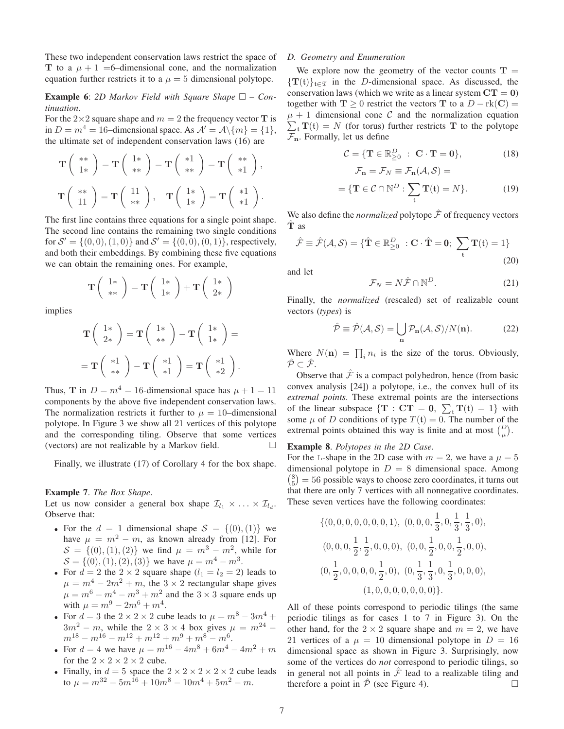These two independent conservation laws restrict the space of $\mathbf{T}$ to a $\mu + 1$ =6–dimensional cone, and the normalization equation further restricts it to a $\mu = 5$ dimensional polytope.

**Example 6**: *2D Markov Field with Square Shape $\square$ – Continuation*.

For the $2{\times}2$ square shape and $m = 2$ the frequency vector $\mathbf{T}$ is in $D = m^4 = 16$–dimensional space. As $\mathcal{A}' = \mathcal{A}\backslash\{m\} = \{1\}$, the ultimate set of independent conservation laws (16) are

$$\mathbf{T}\left(\begin{array}{c} ** \\ 1* \end{array}\right) = \mathbf{T}\left(\begin{array}{c} 1* \\ ** \end{array}\right) = \mathbf{T}\left(\begin{array}{c} *1 \\ ** \end{array}\right) = \mathbf{T}\left(\begin{array}{c} ** \\ *1 \end{array}\right),$$

$$\mathbf{T}\left(\begin{array}{c} ** \\ 11 \end{array}\right) = \mathbf{T}\left(\begin{array}{c} 11 \\ ** \end{array}\right), \quad \mathbf{T}\left(\begin{array}{c} 1* \\ 1* \end{array}\right) = \mathbf{T}\left(\begin{array}{c} *1 \\ *1 \end{array}\right).$$

The first line contains three equations for a single point shape. The second line contains the remaining two single conditions for $\mathcal{S}' = \{(0,0),(1,0)\}$ and $\mathcal{S}' = \{(0,0),(0,1)\}$, respectively, and both their embeddings. By combining these five equations we can obtain the remaining ones. For example,

$$\mathbf{T}\left(\begin{array}{c} 1* \\ ** \end{array}\right) = \mathbf{T}\left(\begin{array}{c} 1* \\ 1* \end{array}\right) + \mathbf{T}\left(\begin{array}{c} 1* \\ 2* \end{array}\right)$$

implies

$$\mathbf{T}\left(\begin{array}{c} 1* \\ 2* \end{array}\right) = \mathbf{T}\left(\begin{array}{c} 1* \\ ** \end{array}\right) - \mathbf{T}\left(\begin{array}{c} 1* \\ 1* \end{array}\right) =$$

$$= \mathbf{T}\left(\begin{array}{c} *1 \\ ** \end{array}\right) - \mathbf{T}\left(\begin{array}{c} *1 \\ *1 \end{array}\right) = \mathbf{T}\left(\begin{array}{c} *1 \\ *2 \end{array}\right).$$

Thus, $\mathbf{T}$ in $D = m^4 = 16$-dimensional space has $\mu + 1 = 11$ components by the above five independent conservation laws. The normalization restricts it further to $\mu = 10$–dimensional polytope. In Figure 3 we show all 21 vertices of this polytope and the corresponding tiling. Observe that some vertices (vectors) are not realizable by a Markov field. $\square$

Finally, we illustrate (17) of Corollary 4 for the box shape.

**Example 7**. *The Box Shape*.

Let us now consider a general box shape $\mathcal{I}_{l_1} \times \ldots \times \mathcal{I}_{l_d}$. Observe that:

- For the $d = 1$ dimensional shape $\mathcal{S} = \{(0),(1)\}$ we have $\mu = m^2 - m$, as known already from [12]. For $\mathcal{S} = \{(0),(1),(2)\}$ we find $\mu = m^3 - m^2$, while for $\mathcal{S} = \{(0),(1),(2),(3)\}$ we have $\mu = m^4 - m^3$.
- For $d = 2$ the $2 \times 2$ square shape ($l_1 = l_2 = 2$) leads to $\mu = m^4 - 2m^2 + m$, the $3 \times 2$ rectangular shape gives $\mu = m^6 - m^4 - m^3 + m^2$ and the $3 \times 3$ square ends up with $\mu = m^9 - 2m^6 + m^4$.
- For $d = 3$ the $2 \times 2 \times 2$ cube leads to $\mu = m^8 - 3m^4 + 3m^2 - m$, while the $2 \times 3 \times 4$ box gives $\mu = m^{24} - m^{18} - m^{16} - m^{12} + m^{12} + m^9 + m^8 - m^6$.
- For $d = 4$ we have $\mu = m^{16} - 4m^8 + 6m^4 - 4m^2 + m$ for the $2 \times 2 \times 2 \times 2$ cube.
- Finally, in $d = 5$ space the $2 \times 2 \times 2 \times 2 \times 2$ cube leads to $\mu = m^{32} - 5m^{16} + 10m^8 - 10m^4 + 5m^2 - m$.

### D. Geometry and Enumeration

We explore now the geometry of the vector counts $\mathbf{T} = \{\mathbf{T}(\mathfrak{t})\}_{\mathfrak{t}\in\mathfrak{T}}$ in the $D$-dimensional space. As discussed, the conservation laws (which we write as a linear system $\mathbf{CT} = \mathbf{0}$) together with $\mathbf{T} \geq 0$ restrict the vectors $\mathbf{T}$ to a $D - \mathrm{rk}(\mathbf{C}) = \mu + 1$ dimensional cone $\mathcal{C}$ and the normalization equation $\sum_{\mathfrak{t}} \mathbf{T}(\mathfrak{t}) = N$ (for torus) further restricts $\mathbf{T}$ to the polytope $\mathcal{F}_{\mathbf{n}}$. Formally, let us define

$$\mathcal{C} = \{\mathbf{T} \in \mathbb{R}^D_{\geq 0} \ : \ \mathbf{C} \cdot \mathbf{T} = \mathbf{0}\}, \tag{18}$$

$$\mathcal{F}_{\mathbf{n}} = \mathcal{F}_N \equiv \mathcal{F}_{\mathbf{n}}(\mathcal{A},\mathcal{S}) =$$

$$= \{\mathbf{T} \in \mathcal{C} \cap \mathbb{N}^D : \sum_{\mathfrak{t}} \mathbf{T}(\mathfrak{t}) = N\}. \tag{19}$$

We also define the *normalized* polytope $\hat{\mathcal{F}}$ of frequency vectors $\hat{\mathbf{T}}$ as

$$\hat{\mathcal{F}} \equiv \hat{\mathcal{F}}(\mathcal{A},\mathcal{S}) = \{\hat{\mathbf{T}} \in \mathbb{R}^D_{\geq 0} \ : \mathbf{C} \cdot \hat{\mathbf{T}} = \mathbf{0}; \ \sum_{\mathfrak{t}} \mathbf{T}(\mathfrak{t}) = 1\} \tag{20}$$

and let

$$\mathcal{F}_N = N\hat{\mathcal{F}} \cap \mathbb{N}^D. \tag{21}$$

Finally, the *normalized* (rescaled) set of realizable count vectors (*types*) is

$$\hat{\mathcal{P}} \equiv \hat{\mathcal{P}}(\mathcal{A},\mathcal{S}) = \bigcup_{\mathbf{n}} \mathcal{P}_{\mathbf{n}}(\mathcal{A},\mathcal{S})/N(\mathbf{n}). \tag{22}$$

Where $N(\mathbf{n}) = \prod_i n_i$ is the size of the torus. Obviously, $\hat{\mathcal{P}} \subset \hat{\mathcal{F}}$.

Observe that $\hat{\mathcal{F}}$ is a compact polyhedron, hence (from basic convex analysis [24]) a polytope, i.e., the convex hull of its *extremal points*. These extremal points are the intersections of the linear subspace $\{\mathbf{T} : \mathbf{CT} = \mathbf{0}, \ \sum_{\mathfrak{t}} \mathbf{T}(\mathfrak{t}) = 1\}$ with some $\mu$ of $D$ conditions of type $T(\mathfrak{t}) = 0$. The number of the extremal points obtained this way is finite and at most $\binom{D}{\mu}$.

**Example 8**. *Polytopes in the 2D Case*.

For the L-shape in the 2D case with $m = 2$, we have a $\mu = 5$ dimensional polytope in $D = 8$ dimensional space. Among $\binom{8}{5} = 56$ possible ways to choose zero coordinates, it turns out that there are only 7 vertices with all nonnegative coordinates. These seven vertices have the following coordinates:

$$\{(0,0,0,0,0,0,0,1), \ (0,0,0,\frac{1}{3},0,\frac{1}{3},\frac{1}{3},0),$$

$$(0,0,0,\frac{1}{2},\frac{1}{2},0,0,0), \ (0,0,\frac{1}{2},0,0,\frac{1}{2},0,0),$$

$$(0,\frac{1}{2},0,0,0,\frac{1}{2},0), \ (0,\frac{1}{3},\frac{1}{3},0,\frac{1}{3},0,0,0),$$

$$(1,0,0,0,0,0,0,0)\}.$$

All of these points correspond to periodic tilings (the same periodic tilings as for cases 1 to 7 in Figure 3). On the other hand, for the $2 \times 2$ square shape and $m = 2$, we have 21 vertices of a $\mu = 10$ dimensional polytope in $D = 16$ dimensional space as shown in Figure 3. Surprisingly, now some of the vertices do *not* correspond to periodic tilings, so in general not all points in $\hat{\mathcal{F}}$ lead to a realizable tiling and therefore a point in $\hat{\mathcal{P}}$ (see Figure 4). $\square$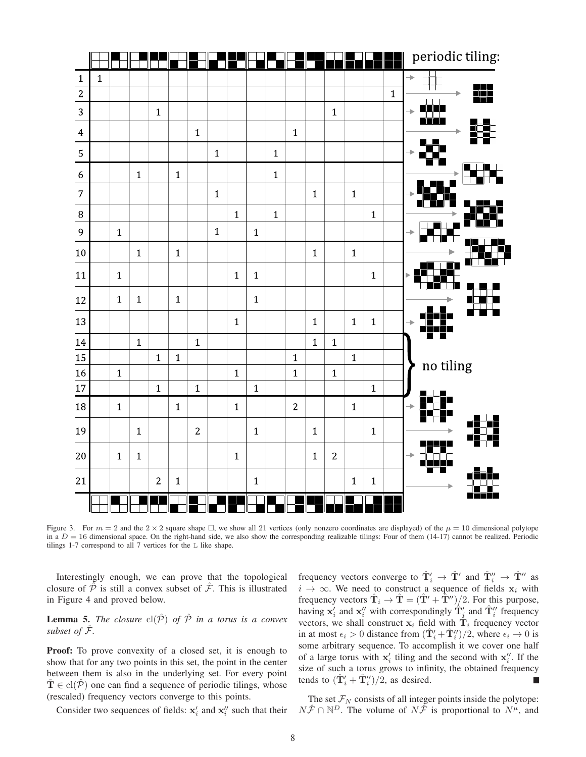| | | | | | | | | | | | | | | | | |
|---|---|---|---|---|---|---|---|---|---|---|---|---|---|---|---|---|
| 1 | 1 | | | | | | | | | | | | | | | |
| 2 | | | | | | | | | | | | | | | | 1 |
| 3 | | | | 1 | | | | | | | | | 1 | | | |
| 4 | | | | | | 1 | | | | | 1 | | | | | |
| 5 | | | | | | | 1 | | | 1 | | | | | | |
| 6 | | | 1 | | 1 | | | | | 1 | | | | | | |
| 7 | | | | | | | 1 | | | | | 1 | | 1 | | |
| 8 | | | | | | | | 1 | | 1 | | | | | 1 | |
| 9 | | 1 | | | | | 1 | | 1 | | | | | | | |
| 10 | | | 1 | | 1 | | | | | | | 1 | | 1 | | |
| 11 | | 1 | | | | | | 1 | 1 | | | | | | 1 | |
| 12 | | 1 | 1 | | 1 | | | | 1 | | | | | | | |
| 13 | | | | | | | | 1 | | | | 1 | | 1 | 1 | |
| 14 | | | 1 | | | 1 | | | | | | 1 | 1 | | | |
| 15 | | | | 1 | 1 | | | | | | 1 | | | 1 | | |
| 16 | | 1 | | | | | | 1 | | | 1 | | 1 | | | |
| 17 | | | | 1 | | 1 | | | 1 | | | | | | 1 | |
| 18 | | 1 | | | 1 | | | 1 | | | 2 | | | 1 | | |
| 19 | | | 1 | | | 2 | | | 1 | | | 1 | | | 1 | |
| 20 | | 1 | 1 | | | | | 1 | | | | 1 | 2 | | | |
| 21 | | | | 2 | 1 | | | | 1 | | | | | 1 | 1 | |

periodic tiling: (rows 1–13, 18–21); no tiling (rows 14–17)

Figure 3. For $m = 2$ and the $2 \times 2$ square shape $\square$, we show all 21 vertices (only nonzero coordinates are displayed) of the $\mu = 10$ dimensional polytope in a $D = 16$ dimensional space. On the right-hand side, we also show the corresponding realizable tilings: Four of them (14-17) cannot be realized. Periodic tilings 1-7 correspond to all 7 vertices for the L like shape.

Interestingly enough, we can prove that the topological closure of $\hat{\mathcal{P}}$ is still a convex subset of $\hat{\mathcal{F}}$. This is illustrated in Figure 4 and proved below.

**Lemma 5.** *The closure $\mathrm{cl}(\hat{\mathcal{P}})$ of $\hat{\mathcal{P}}$ in a torus is a convex subset of $\hat{\mathcal{F}}$.*

**Proof:** To prove convexity of a closed set, it is enough to show that for any two points in this set, the point in the center between them is also in the underlying set. For every point $\hat{\mathbf{T}} \in \mathrm{cl}(\hat{\mathcal{P}})$ one can find a sequence of periodic tilings, whose (rescaled) frequency vectors converge to this points.

Consider two sequences of fields: $\mathbf{x}'_i$ and $\mathbf{x}''_i$ such that their frequency vectors converge to $\hat{\mathbf{T}}'_i \to \hat{\mathbf{T}}'$ and $\hat{\mathbf{T}}''_i \to \hat{\mathbf{T}}''$ as $i \to \infty$. We need to construct a sequence of fields $\mathbf{x}_i$ with frequency vectors $\hat{\mathbf{T}}_i \to \hat{\mathbf{T}} = (\hat{\mathbf{T}}' + \hat{\mathbf{T}}'')/2$. For this purpose, having $\mathbf{x}'_i$ and $\mathbf{x}''_i$ with correspondingly $\hat{\mathbf{T}}'_i$ and $\hat{\mathbf{T}}''_i$ frequency vectors, we shall construct $\mathbf{x}_i$ field with $\hat{\mathbf{T}}_i$ frequency vector in at most $\epsilon_i > 0$ distance from $(\hat{\mathbf{T}}'_i + \hat{\mathbf{T}}''_i)/2$, where $\epsilon_i \to 0$ is some arbitrary sequence. To accomplish it we cover one half of a large torus with $\mathbf{x}'_i$ tiling and the second with $\mathbf{x}''_i$. If the size of such a torus grows to infinity, the obtained frequency tends to $(\hat{\mathbf{T}}'_i + \hat{\mathbf{T}}''_i)/2$, as desired. ∎

The set $\mathcal{F}_N$ consists of all integer points inside the polytope: $N\hat{\mathcal{F}} \cap \mathbb{N}^D$. The volume of $N\hat{\mathcal{F}}$ is proportional to $N^\mu$, and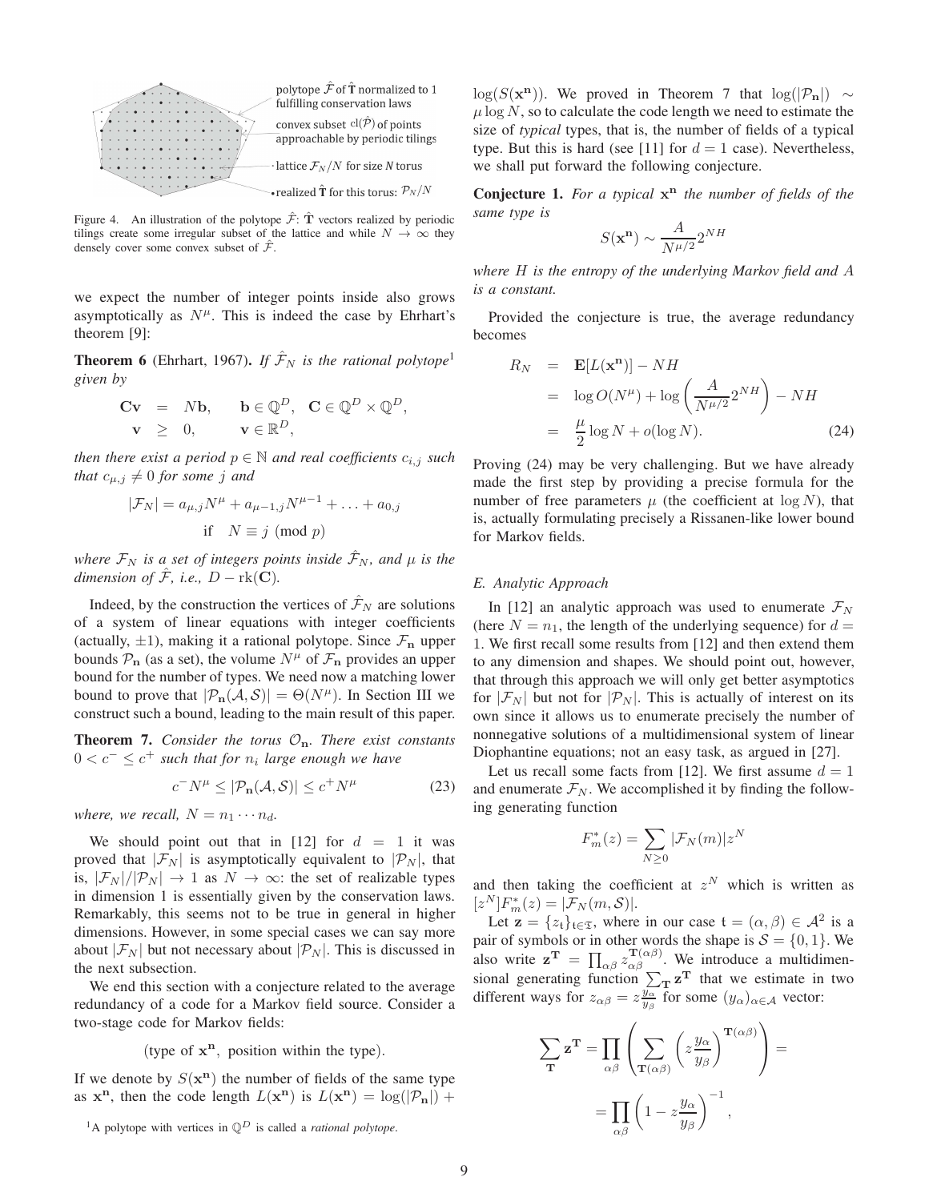polytope $\hat{\mathcal{F}}$ of $\hat{\mathbf{T}}$ normalized to 1 fulfilling conservation laws

convex subset $\text{cl}(\hat{\mathcal{P}})$ of points approachable by periodic tilings

lattice $\mathcal{F}_N/N$ for size $N$ torus

realized $\hat{\mathbf{T}}$ for this torus: $\mathcal{P}_N/N$

Figure 4. An illustration of the polytope $\hat{\mathcal{F}}$: $\hat{\mathbf{T}}$ vectors realized by periodic tilings create some irregular subset of the lattice and while $N \to \infty$ they densely cover some convex subset of $\hat{\mathcal{F}}$.

we expect the number of integer points inside also grows asymptotically as $N^\mu$. This is indeed the case by Ehrhart's theorem [9]:

**Theorem 6** (Ehrhart, 1967)**.** *If $\hat{\mathcal{F}}_N$ is the rational polytope*[1] *given by*

$$\begin{aligned} \mathbf{C}\mathbf{v} &= N\mathbf{b}, \quad \mathbf{b} \in \mathbb{Q}^D, \quad \mathbf{C} \in \mathbb{Q}^D \times \mathbb{Q}^D, \\ \mathbf{v} &\geq 0, \quad \mathbf{v} \in \mathbb{R}^D, \end{aligned}$$

*then there exist a period $p \in \mathbb{N}$ and real coefficients $c_{i,j}$ such that $c_{\mu,j} \neq 0$ for some $j$ and*

$$|\mathcal{F}_N| = a_{\mu,j}N^\mu + a_{\mu-1,j}N^{\mu-1} + \ldots + a_{0,j} \quad \text{if} \quad N \equiv j \pmod{p}$$

*where $\mathcal{F}_N$ is a set of integers points inside $\hat{\mathcal{F}}_N$, and $\mu$ is the dimension of $\hat{\mathcal{F}}$, i.e., $D - \text{rk}(\mathbf{C})$.*

Indeed, by the construction the vertices of $\hat{\mathcal{F}}_N$ are solutions of a system of linear equations with integer coefficients (actually, $\pm 1$), making it a rational polytope. Since $\mathcal{F}_\mathbf{n}$ upper bounds $\mathcal{P}_\mathbf{n}$ (as a set), the volume $N^\mu$ of $\mathcal{F}_\mathbf{n}$ provides an upper bound for the number of types. We need now a matching lower bound to prove that $|\mathcal{P}_\mathbf{n}(\mathcal{A}, \mathcal{S})| = \Theta(N^\mu)$. In Section III we construct such a bound, leading to the main result of this paper.

**Theorem 7.** *Consider the torus $\mathcal{O}_\mathbf{n}$. There exist constants $0 < c^- \leq c^+$ such that for $n_i$ large enough we have*

$$c^- N^\mu \leq |\mathcal{P}_\mathbf{n}(\mathcal{A}, \mathcal{S})| \leq c^+ N^\mu \tag{23}$$

*where, we recall, $N = n_1 \cdots n_d$.*

We should point out that in [12] for $d = 1$ it was proved that $|\mathcal{F}_N|$ is asymptotically equivalent to $|\mathcal{P}_N|$, that is, $|\mathcal{F}_N|/|\mathcal{P}_N| \to 1$ as $N \to \infty$: the set of realizable types in dimension 1 is essentially given by the conservation laws. Remarkably, this seems not to be true in general in higher dimensions. However, in some special cases we can say more about $|\mathcal{F}_N|$ but not necessary about $|\mathcal{P}_N|$. This is discussed in the next subsection.

We end this section with a conjecture related to the average redundancy of a code for a Markov field source. Consider a two-stage code for Markov fields:

$$(\text{type of } \mathbf{x}^\mathbf{n}, \text{ position within the type}).$$

If we denote by $S(\mathbf{x}^\mathbf{n})$ the number of fields of the same type as $\mathbf{x}^\mathbf{n}$, then the code length $L(\mathbf{x}^\mathbf{n})$ is $L(\mathbf{x}^\mathbf{n}) = \log(|\mathcal{P}_\mathbf{n}|) + \log(S(\mathbf{x}^\mathbf{n}))$. We proved in Theorem 7 that $\log(|\mathcal{P}_\mathbf{n}|) \sim \mu \log N$, so to calculate the code length we need to estimate the size of *typical* types, that is, the number of fields of a typical type. But this is hard (see [11] for $d = 1$ case). Nevertheless, we shall put forward the following conjecture.

**Conjecture 1.** *For a typical $\mathbf{x}^\mathbf{n}$ the number of fields of the same type is*

$$S(\mathbf{x}^\mathbf{n}) \sim \frac{A}{N^{\mu/2}} 2^{NH}$$

*where $H$ is the entropy of the underlying Markov field and $A$ is a constant.*

Provided the conjecture is true, the average redundancy becomes

$$\begin{aligned} R_N &= \mathbf{E}[L(\mathbf{x}^\mathbf{n})] - NH \\ &= \log O(N^\mu) + \log\left(\frac{A}{N^{\mu/2}} 2^{NH}\right) - NH \\ &= \frac{\mu}{2} \log N + o(\log N). \end{aligned} \tag{24}$$

Proving (24) may be very challenging. But we have already made the first step by providing a precise formula for the number of free parameters $\mu$ (the coefficient at $\log N$), that is, actually formulating precisely a Rissanen-like lower bound for Markov fields.

### E. Analytic Approach

In [12] an analytic approach was used to enumerate $\mathcal{F}_N$ (here $N = n_1$, the length of the underlying sequence) for $d = 1$. We first recall some results from [12] and then extend them to any dimension and shapes. We should point out, however, that through this approach we will only get better asymptotics for $|\mathcal{F}_N|$ but not for $|\mathcal{P}_N|$. This is actually of interest on its own since it allows us to enumerate precisely the number of nonnegative solutions of a multidimensional system of linear Diophantine equations; not an easy task, as argued in [27].

Let us recall some facts from [12]. We first assume $d = 1$ and enumerate $\mathcal{F}_N$. We accomplished it by finding the following generating function

$$F_m^*(z) = \sum_{N \geq 0} |\mathcal{F}_N(m)| z^N$$

and then taking the coefficient at $z^N$ which is written as $[z^N]F_m^*(z) = |\mathcal{F}_N(m, \mathcal{S})|$.

Let $\mathbf{z} = \{z_\mathfrak{t}\}_{\mathfrak{t} \in \mathfrak{T}}$, where in our case $\mathfrak{t} = (\alpha, \beta) \in \mathcal{A}^2$ is a pair of symbols or in other words the shape is $\mathcal{S} = \{0, 1\}$. We also write $\mathbf{z}^\mathbf{T} = \prod_{\alpha\beta} z_{\alpha\beta}^{\mathbf{T}(\alpha\beta)}$. We introduce a multidimensional generating function $\sum_\mathbf{T} \mathbf{z}^\mathbf{T}$ that we estimate in two different ways for $z_{\alpha\beta} = z\frac{y_\alpha}{y_\beta}$ for some $(y_\alpha)_{\alpha \in \mathcal{A}}$ vector:

$$\begin{aligned} \sum_\mathbf{T} \mathbf{z}^\mathbf{T} &= \prod_{\alpha\beta} \left( \sum_{\mathbf{T}(\alpha\beta)} \left( z\frac{y_\alpha}{y_\beta} \right)^{\mathbf{T}(\alpha\beta)} \right) = \\ &= \prod_{\alpha\beta} \left( 1 - z\frac{y_\alpha}{y_\beta} \right)^{-1}, \end{aligned}$$

[1] A polytope with vertices in $\mathbb{Q}^D$ is called a *rational polytope*.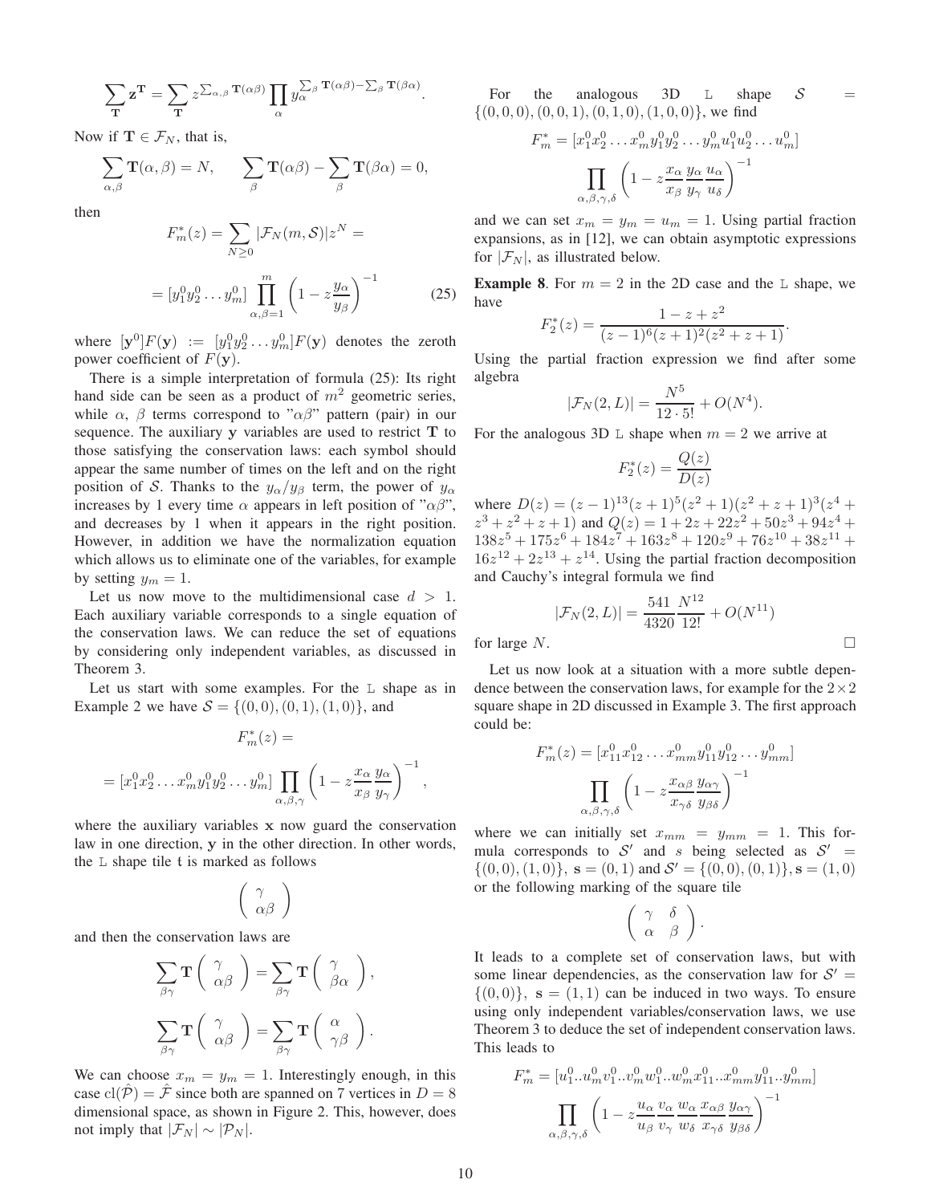$$\sum_{\mathbf{T}} \mathbf{z}^{\mathbf{T}} = \sum_{\mathbf{T}} z^{\sum_{\alpha,\beta} \mathbf{T}(\alpha\beta)} \prod_{\alpha} y_{\alpha}^{\sum_{\beta} \mathbf{T}(\alpha\beta) - \sum_{\beta} \mathbf{T}(\beta\alpha)}.$$

Now if $\mathbf{T} \in \mathcal{F}_N$, that is,

$$\sum_{\alpha,\beta} \mathbf{T}(\alpha,\beta) = N, \qquad \sum_{\beta} \mathbf{T}(\alpha\beta) - \sum_{\beta} \mathbf{T}(\beta\alpha) = 0,$$

then

$$F_m^*(z) = \sum_{N \geq 0} |\mathcal{F}_N(m, \mathcal{S})| z^N =$$

$$= [y_1^0 y_2^0 \ldots y_m^0] \prod_{\alpha,\beta=1}^{m} \left(1 - z\frac{y_\alpha}{y_\beta}\right)^{-1} \tag{25}$$

where $[\mathbf{y}^0]F(\mathbf{y}) := [y_1^0 y_2^0 \ldots y_m^0]F(\mathbf{y})$ denotes the zeroth power coefficient of $F(\mathbf{y})$.

There is a simple interpretation of formula (25): Its right hand side can be seen as a product of $m^2$ geometric series, while $\alpha$, $\beta$ terms correspond to "$\alpha\beta$" pattern (pair) in our sequence. The auxiliary $\mathbf{y}$ variables are used to restrict $\mathbf{T}$ to those satisfying the conservation laws: each symbol should appear the same number of times on the left and on the right position of $\mathcal{S}$. Thanks to the $y_\alpha/y_\beta$ term, the power of $y_\alpha$ increases by 1 every time $\alpha$ appears in left position of "$\alpha\beta$", and decreases by 1 when it appears in the right position. However, in addition we have the normalization equation which allows us to eliminate one of the variables, for example by setting $y_m = 1$.

Let us now move to the multidimensional case $d > 1$. Each auxiliary variable corresponds to a single equation of the conservation laws. We can reduce the set of equations by considering only independent variables, as discussed in Theorem 3.

Let us start with some examples. For the L shape as in Example 2 we have $\mathcal{S} = \{(0,0),(0,1),(1,0)\}$, and

$$F_m^*(z) =$$

$$= [x_1^0 x_2^0 \ldots x_m^0 y_1^0 y_2^0 \ldots y_m^0] \prod_{\alpha,\beta,\gamma} \left(1 - z\frac{x_\alpha}{x_\beta}\frac{y_\alpha}{y_\gamma}\right)^{-1},$$

where the auxiliary variables $\mathbf{x}$ now guard the conservation law in one direction, $\mathbf{y}$ in the other direction. In other words, the L shape tile $\mathbf{t}$ is marked as follows

$$\begin{pmatrix} \gamma \\ \alpha\beta \end{pmatrix}$$

and then the conservation laws are

$$\sum_{\beta\gamma} \mathbf{T}\begin{pmatrix} \gamma \\ \alpha\beta \end{pmatrix} = \sum_{\beta\gamma} \mathbf{T}\begin{pmatrix} \gamma \\ \beta\alpha \end{pmatrix},$$

$$\sum_{\beta\gamma} \mathbf{T}\begin{pmatrix} \gamma \\ \alpha\beta \end{pmatrix} = \sum_{\beta\gamma} \mathbf{T}\begin{pmatrix} \alpha \\ \gamma\beta \end{pmatrix}.$$

We can choose $x_m = y_m = 1$. Interestingly enough, in this case $\mathrm{cl}(\hat{\mathcal{P}}) = \hat{\mathcal{F}}$ since both are spanned on 7 vertices in $D = 8$ dimensional space, as shown in Figure 2. This, however, does not imply that $|\mathcal{F}_N| \sim |\mathcal{P}_N|$.

For the analogous 3D L shape $\mathcal{S} = \{(0,0,0),(0,0,1),(0,1,0),(1,0,0)\}$, we find

$$F_m^* = [x_1^0 x_2^0 \ldots x_m^0 y_1^0 y_2^0 \ldots y_m^0 u_1^0 u_2^0 \ldots u_m^0]$$
$$\prod_{\alpha,\beta,\gamma,\delta} \left(1 - z\frac{x_\alpha}{x_\beta}\frac{y_\alpha}{y_\gamma}\frac{u_\alpha}{u_\delta}\right)^{-1}$$

and we can set $x_m = y_m = u_m = 1$. Using partial fraction expansions, as in [12], we can obtain asymptotic expressions for $|\mathcal{F}_N|$, as illustrated below.

**Example 8**. For $m = 2$ in the 2D case and the L shape, we have

$$F_2^*(z) = \frac{1 - z + z^2}{(z-1)^6(z+1)^2(z^2+z+1)}.$$

Using the partial fraction expression we find after some algebra

$$|\mathcal{F}_N(2, L)| = \frac{N^5}{12 \cdot 5!} + O(N^4).$$

For the analogous 3D L shape when $m = 2$ we arrive at

$$F_2^*(z) = \frac{Q(z)}{D(z)}$$

where $D(z) = (z-1)^{13}(z+1)^5(z^2+1)(z^2+z+1)^3(z^4+z^3+z^2+z+1)$ and $Q(z) = 1 + 2z + 22z^2 + 50z^3 + 94z^4 + 138z^5 + 175z^6 + 184z^7 + 163z^8 + 120z^9 + 76z^{10} + 38z^{11} + 16z^{12} + 2z^{13} + z^{14}$. Using the partial fraction decomposition and Cauchy's integral formula we find

$$|\mathcal{F}_N(2, L)| = \frac{541}{4320}\frac{N^{12}}{12!} + O(N^{11})$$

for large $N$. □

Let us now look at a situation with a more subtle dependence between the conservation laws, for example for the $2 \times 2$ square shape in 2D discussed in Example 3. The first approach could be:

$$F_m^*(z) = [x_{11}^0 x_{12}^0 \ldots x_{mm}^0 y_{11}^0 y_{12}^0 \ldots y_{mm}^0]$$
$$\prod_{\alpha,\beta,\gamma,\delta} \left(1 - z\frac{x_{\alpha\beta}}{x_{\gamma\delta}}\frac{y_{\alpha\gamma}}{y_{\beta\delta}}\right)^{-1}$$

where we can initially set $x_{mm} = y_{mm} = 1$. This formula corresponds to $\mathcal{S}'$ and $s$ being selected as $\mathcal{S}' = \{(0,0),(1,0)\}$, $\mathbf{s} = (0,1)$ and $\mathcal{S}' = \{(0,0),(0,1)\}, \mathbf{s} = (1,0)$ or the following marking of the square tile

$$\begin{pmatrix} \gamma & \delta \\ \alpha & \beta \end{pmatrix}.$$

It leads to a complete set of conservation laws, but with some linear dependencies, as the conservation law for $\mathcal{S}' = \{(0,0)\}$, $\mathbf{s} = (1,1)$ can be induced in two ways. To ensure using only independent variables/conservation laws, we use Theorem 3 to deduce the set of independent conservation laws. This leads to

$$F_m^* = [u_1^0..u_m^0 v_1^0..v_m^0 w_1^0..w_m^0 x_{11}^0..x_{mm}^0 y_{11}^0..y_{mm}^0]$$
$$\prod_{\alpha,\beta,\gamma,\delta} \left(1 - z\frac{u_\alpha}{u_\beta}\frac{v_\alpha}{v_\gamma}\frac{w_\alpha}{w_\delta}\frac{x_{\alpha\beta}}{x_{\gamma\delta}}\frac{y_{\alpha\gamma}}{y_{\beta\delta}}\right)^{-1}$$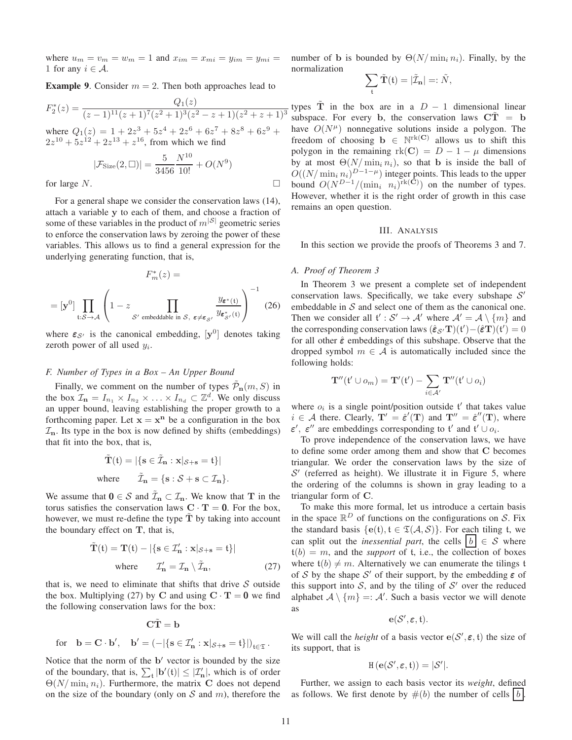where $u_m = v_m = w_m = 1$ and $x_{im} = x_{mi} = y_{im} = y_{mi} = 1$ for any $i \in \mathcal{A}$.

**Example 9**. Consider $m = 2$. Then both approaches lead to

$$F_2^*(z) = \frac{Q_1(z)}{(z-1)^{11}(z+1)^7(z^2+1)^3(z^2-z+1)(z^2+z+1)^3}$$

where $Q_1(z) = 1 + 2z^3 + 5z^4 + 2z^6 + 6z^7 + 8z^8 + 6z^9 + 2z^{10} + 5z^{12} + 2z^{13} + z^{16}$, from which we find

$$|\mathcal{F}_{\text{Size}}(2, \square)| = \frac{5}{3456}\frac{N^{10}}{10!} + O(N^9)$$

for large $N$. $\square$

For a general shape we consider the conservation laws (14), attach a variable $\mathbf{y}$ to each of them, and choose a fraction of some of these variables in the product of $m^{|\mathcal{S}|}$ geometric series to enforce the conservation laws by zeroing the power of these variables. This allows us to find a general expression for the underlying generating function, that is,

$$F_m^*(z) =$$

$$= [\mathbf{y}^0] \prod_{\mathfrak{t}:\mathcal{S}\to\mathcal{A}} \left(1 - z \prod_{\mathcal{S}' \text{ embeddable in } \mathcal{S},\ \boldsymbol{\varepsilon}\neq\boldsymbol{\varepsilon}_{\mathcal{S}'}} \frac{y_{\boldsymbol{\varepsilon}^*(\mathfrak{t})}}{y_{\boldsymbol{\varepsilon}^*_{\mathcal{S}'}(\mathfrak{t})}}\right)^{-1} \quad (26)$$

where $\boldsymbol{\varepsilon}_{\mathcal{S}'}$ is the canonical embedding, $[\mathbf{y}^0]$ denotes taking zeroth power of all used $y_i$.

### F. Number of Types in a Box – An Upper Bound

Finally, we comment on the number of types $\tilde{\mathcal{P}}_{\mathbf{n}}(m, S)$ in the box $\mathcal{I}_{\mathbf{n}} = I_{n_1} \times I_{n_2} \times \ldots \times I_{n_d} \subset \mathbb{Z}^d$. We only discuss an upper bound, leaving establishing the proper growth to a forthcoming paper. Let $\mathbf{x} = \mathbf{x}^{\mathbf{n}}$ be a configuration in the box $\mathcal{I}_{\mathbf{n}}$. Its type in the box is now defined by shifts (embeddings) that fit into the box, that is,

$$\tilde{\mathbf{T}}(\mathfrak{t}) = |\{\mathbf{s} \in \tilde{\mathcal{I}}_{\mathbf{n}} : \mathbf{x}|_{\mathcal{S}+\mathbf{s}} = \mathfrak{t}\}|$$
$$\text{where} \qquad \tilde{\mathcal{I}}_{\mathbf{n}} = \{\mathbf{s} : \mathcal{S} + \mathbf{s} \subset \mathcal{I}_{\mathbf{n}}\}.$$

We assume that $\mathbf{0} \in \mathcal{S}$ and $\tilde{\mathcal{I}}_{\mathbf{n}} \subset \mathcal{I}_{\mathbf{n}}$. We know that $\mathbf{T}$ in the torus satisfies the conservation laws $\mathbf{C} \cdot \mathbf{T} = \mathbf{0}$. For the box, however, we must re-define the type $\tilde{\mathbf{T}}$ by taking into account the boundary effect on $\mathbf{T}$, that is,

$$\tilde{\mathbf{T}}(\mathfrak{t}) = \mathbf{T}(\mathfrak{t}) - |\{\mathbf{s} \in \mathcal{I}'_{\mathbf{n}} : \mathbf{x}|_{\mathcal{S}+\mathbf{s}} = \mathfrak{t}\}|$$
$$\text{where} \qquad \mathcal{I}'_{\mathbf{n}} = \mathcal{I}_{\mathbf{n}} \setminus \tilde{\mathcal{I}}_{\mathbf{n}}, \quad (27)$$

that is, we need to eliminate that shifts that drive $\mathcal{S}$ outside the box. Multiplying (27) by $\mathbf{C}$ and using $\mathbf{C} \cdot \mathbf{T} = \mathbf{0}$ we find the following conservation laws for the box:

$$\mathbf{C}\tilde{\mathbf{T}} = \mathbf{b}$$

$$\text{for} \quad \mathbf{b} = \mathbf{C} \cdot \mathbf{b}', \quad \mathbf{b}' = \left(-|\{\mathbf{s} \in \mathcal{I}'_{\mathbf{n}} : \mathbf{x}|_{\mathcal{S}+\mathbf{s}} = \mathfrak{t}\}|\right)_{\mathfrak{t}\in\mathfrak{T}}.$$

Notice that the norm of the $\mathbf{b}'$ vector is bounded by the size of the boundary, that is, $\sum_{\mathfrak{t}} |\mathbf{b}'(\mathfrak{t})| \le |\mathcal{I}'_{\mathbf{n}}|$, which is of order $\Theta(N/\min_i n_i)$. Furthermore, the matrix $\mathbf{C}$ does not depend on the size of the boundary (only on $\mathcal{S}$ and $m$), therefore the number of $\mathbf{b}$ is bounded by $\Theta(N/\min_i n_i)$. Finally, by the normalization

$$\sum_{\mathfrak{t}} \tilde{\mathbf{T}}(\mathfrak{t}) = |\tilde{\mathcal{I}}_{\mathbf{n}}| =: \tilde{N},$$

types $\tilde{\mathbf{T}}$ in the box are in a $D-1$ dimensional linear subspace. For every $\mathbf{b}$, the conservation laws $\mathbf{C}\tilde{\mathbf{T}} = \mathbf{b}$ have $O(N^{\mu})$ nonnegative solutions inside a polygon. The freedom of choosing $\mathbf{b} \in \mathbb{N}^{\text{rk}(\mathbf{C})}$ allows us to shift this polygon in the remaining $\text{rk}(\mathbf{C}) = D - 1 - \mu$ dimensions by at most $\Theta(N/\min_i n_i)$, so that $\mathbf{b}$ is inside the ball of $O((N/\min_i n_i)^{D-1-\mu})$ integer points. This leads to the upper bound $O(N^{D-1}/(\min_i\ n_i)^{\text{rk}(\mathbf{C})})$ on the number of types. However, whether it is the right order of growth in this case remains an open question.

## III. Analysis

In this section we provide the proofs of Theorems 3 and 7.

### A. Proof of Theorem 3

In Theorem 3 we present a complete set of independent conservation laws. Specifically, we take every subshape $\mathcal{S}'$ embeddable in $\mathcal{S}$ and select one of them as the canonical one. Then we consider all $\mathfrak{t}' : \mathcal{S}' \to \mathcal{A}'$ where $\mathcal{A}' = \mathcal{A} \setminus \{m\}$ and the corresponding conservation laws $(\hat{\boldsymbol{\varepsilon}}_{\mathcal{S}'}\mathbf{T})(\mathfrak{t}') - (\hat{\boldsymbol{\varepsilon}}\mathbf{T})(\mathfrak{t}') = 0$ for all other $\hat{\boldsymbol{\varepsilon}}$ embeddings of this subshape. Observe that the dropped symbol $m \in \mathcal{A}$ is automatically included since the following holds:

$$\mathbf{T}''(\mathfrak{t}' \cup o_m) = \mathbf{T}'(\mathfrak{t}') - \sum_{i\in\mathcal{A}'} \mathbf{T}''(\mathfrak{t}' \cup o_i)$$

where $o_i$ is a single point/position outside $\mathfrak{t}'$ that takes value $i \in \mathcal{A}$ there. Clearly, $\mathbf{T}' = \hat{\boldsymbol{\varepsilon}}'(\mathbf{T})$ and $\mathbf{T}'' = \hat{\boldsymbol{\varepsilon}}''(\mathbf{T})$, where $\boldsymbol{\varepsilon}'$, $\boldsymbol{\varepsilon}''$ are embeddings corresponding to $\mathfrak{t}'$ and $\mathfrak{t}' \cup o_i$.

To prove independence of the conservation laws, we have to define some order among them and show that $\mathbf{C}$ becomes triangular. We order the conservation laws by the size of $\mathcal{S}'$ (referred as height). We illustrate it in Figure 5, where the ordering of the columns is shown in gray leading to a triangular form of $\mathbf{C}$.

To make this more formal, let us introduce a certain basis in the space $\mathbb{R}^D$ of functions on the configurations on $\mathcal{S}$. Fix the standard basis $\{\mathbf{e}(\mathfrak{t}), \mathfrak{t} \in \mathfrak{T}(\mathcal{A}, \mathcal{S})\}$. For each tiling $\mathfrak{t}$, we can split out the *inessential part*, the cells $\boxed{b} \in \mathcal{S}$ where $\mathfrak{t}(b) = m$, and the *support* of $\mathfrak{t}$, i.e., the collection of boxes where $\mathfrak{t}(b) \neq m$. Alternatively we can enumerate the tilings $\mathfrak{t}$ of $\mathcal{S}$ by the shape $\mathcal{S}'$ of their support, by the embedding $\boldsymbol{\varepsilon}$ of this support into $\mathcal{S}$, and by the tiling of $\mathcal{S}'$ over the reduced alphabet $\mathcal{A} \setminus \{m\} =: \mathcal{A}'$. Such a basis vector we will denote as

$$\mathbf{e}(\mathcal{S}', \boldsymbol{\varepsilon}, \mathfrak{t}).$$

We will call the *height* of a basis vector $\mathbf{e}(\mathcal{S}', \boldsymbol{\varepsilon}, \mathfrak{t})$ the size of its support, that is

$$\mathtt{H}\left(\mathbf{e}(\mathcal{S}', \boldsymbol{\varepsilon}, \mathfrak{t})\right) = |\mathcal{S}'|.$$

Further, we assign to each basis vector its *weight*, defined as follows. We first denote by $\#(b)$ the number of cells $\boxed{b}$.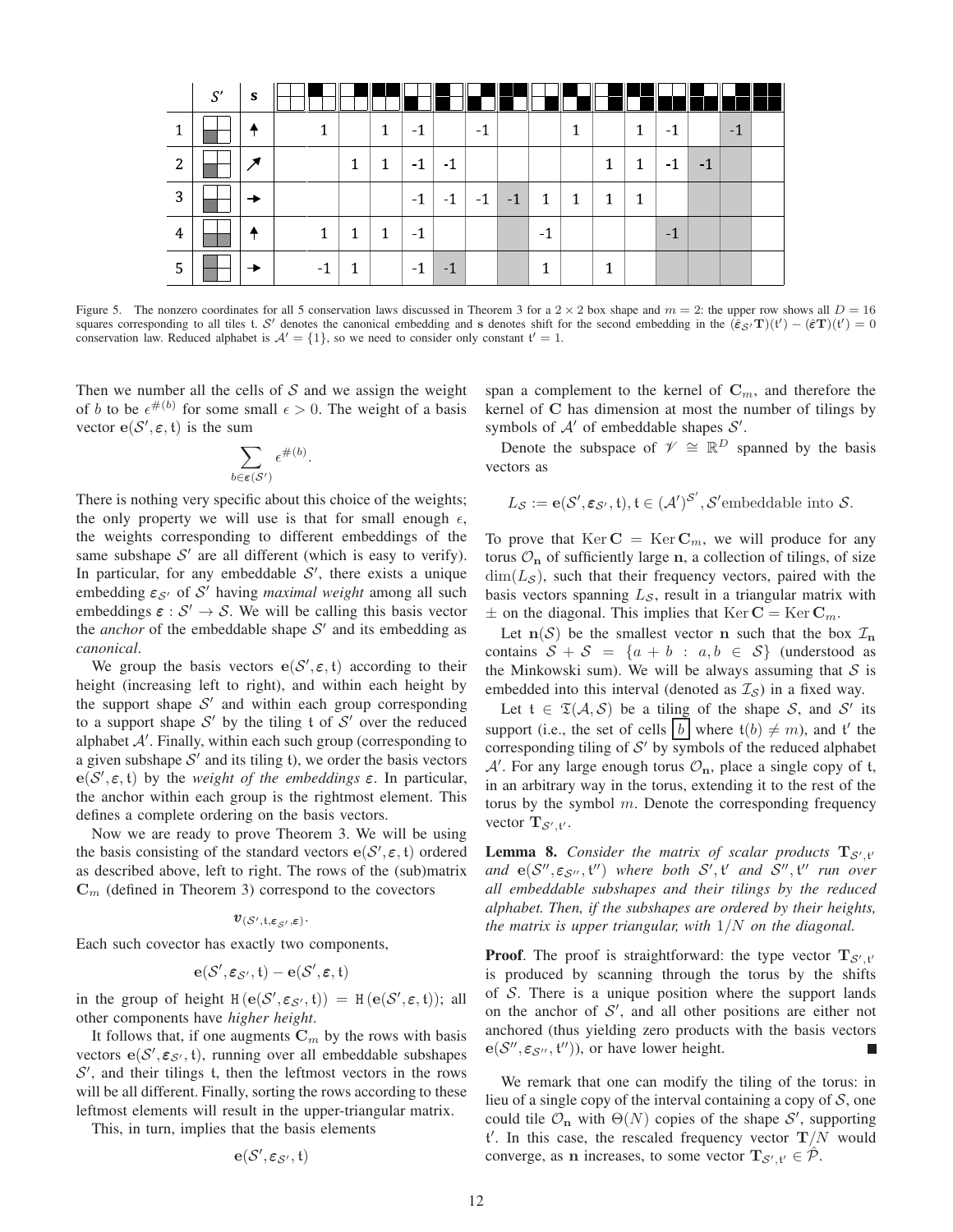| | $S'$ | s | | | | | | | | | | | | | | | | |
|---|---|---|---|---|---|---|---|---|---|---|---|---|---|---|---|---|---|---|
| 1 | | ↑ | | 1 | | 1 | -1 | | -1 | | | 1 | | 1 | -1 | | -1 | |
| 2 | | ↗ | | | 1 | 1 | -1 | -1 | | | | | 1 | 1 | -1 | -1 | | |
| 3 | | → | | | | | -1 | -1 | -1 | -1 | 1 | 1 | 1 | 1 | | | | |
| 4 | | ↑ | | 1 | 1 | 1 | -1 | | | | -1 | | | | -1 | | | |
| 5 | | → | | -1 | 1 | | -1 | -1 | | | 1 | | 1 | | | | | |

Figure 5. The nonzero coordinates for all 5 conservation laws discussed in Theorem 3 for a $2 \times 2$ box shape and $m = 2$: the upper row shows all $D = 16$ squares corresponding to all tiles $\mathfrak{t}$. $S'$ denotes the canonical embedding and $\mathbf{s}$ denotes shift for the second embedding in the $(\hat{\varepsilon}_{S'}\mathbf{T})(\mathfrak{t}') - (\hat{\varepsilon}\mathbf{T})(\mathfrak{t}') = 0$ conservation law. Reduced alphabet is $\mathcal{A}' = \{1\}$, so we need to consider only constant $\mathfrak{t}' = 1$.

Then we number all the cells of $\mathcal{S}$ and we assign the weight of $b$ to be $\epsilon^{\#(b)}$ for some small $\epsilon > 0$. The weight of a basis vector $\mathbf{e}(\mathcal{S}', \boldsymbol{\varepsilon}, \mathfrak{t})$ is the sum

$$\sum_{b \in \boldsymbol{\varepsilon}(\mathcal{S}')} \epsilon^{\#(b)}.$$

There is nothing very specific about this choice of the weights; the only property we will use is that for small enough $\epsilon$, the weights corresponding to different embeddings of the same subshape $\mathcal{S}'$ are all different (which is easy to verify). In particular, for any embeddable $\mathcal{S}'$, there exists a unique embedding $\boldsymbol{\varepsilon}_{\mathcal{S}'}$ of $\mathcal{S}'$ having *maximal weight* among all such embeddings $\boldsymbol{\varepsilon} : \mathcal{S}' \to \mathcal{S}$. We will be calling this basis vector the *anchor* of the embeddable shape $\mathcal{S}'$ and its embedding as *canonical*.

We group the basis vectors $\mathbf{e}(\mathcal{S}', \boldsymbol{\varepsilon}, \mathfrak{t})$ according to their height (increasing left to right), and within each height by the support shape $\mathcal{S}'$ and within each group corresponding to a support shape $\mathcal{S}'$ by the tiling $\mathfrak{t}$ of $\mathcal{S}'$ over the reduced alphabet $\mathcal{A}'$. Finally, within each such group (corresponding to a given subshape $\mathcal{S}'$ and its tiling $\mathfrak{t}$), we order the basis vectors $\mathbf{e}(\mathcal{S}', \boldsymbol{\varepsilon}, \mathfrak{t})$ by the *weight of the embeddings* $\boldsymbol{\varepsilon}$. In particular, the anchor within each group is the rightmost element. This defines a complete ordering on the basis vectors.

Now we are ready to prove Theorem 3. We will be using the basis consisting of the standard vectors $\mathbf{e}(\mathcal{S}', \boldsymbol{\varepsilon}, \mathfrak{t})$ ordered as described above, left to right. The rows of the (sub)matrix $\mathbf{C}_m$ (defined in Theorem 3) correspond to the covectors

$$\boldsymbol{v}_{(\mathcal{S}', \mathfrak{t}, \boldsymbol{\varepsilon}_{\mathcal{S}'}, \boldsymbol{\varepsilon})}.$$

Each such covector has exactly two components,

$$\mathbf{e}(\mathcal{S}', \boldsymbol{\varepsilon}_{\mathcal{S}'}, \mathfrak{t}) - \mathbf{e}(\mathcal{S}', \boldsymbol{\varepsilon}, \mathfrak{t})$$

in the group of height $\mathtt{H}(\mathbf{e}(\mathcal{S}', \boldsymbol{\varepsilon}_{\mathcal{S}'}, \mathfrak{t})) = \mathtt{H}(\mathbf{e}(\mathcal{S}', \boldsymbol{\varepsilon}, \mathfrak{t}))$; all other components have *higher height*.

It follows that, if one augments $\mathbf{C}_m$ by the rows with basis vectors $\mathbf{e}(\mathcal{S}', \boldsymbol{\varepsilon}_{\mathcal{S}'}, \mathfrak{t})$, running over all embeddable subshapes $\mathcal{S}'$, and their tilings $\mathfrak{t}$, then the leftmost vectors in the rows will be all different. Finally, sorting the rows according to these leftmost elements will result in the upper-triangular matrix.

This, in turn, implies that the basis elements

$$\mathbf{e}(\mathcal{S}', \boldsymbol{\varepsilon}_{\mathcal{S}'}, \mathfrak{t})$$

span a complement to the kernel of $\mathbf{C}_m$, and therefore the kernel of $\mathbf{C}$ has dimension at most the number of tilings by symbols of $\mathcal{A}'$ of embeddable shapes $\mathcal{S}'$.

Denote the subspace of $\mathscr{V} \cong \mathbb{R}^D$ spanned by the basis vectors as

$$L_{\mathcal{S}} := \mathbf{e}(\mathcal{S}', \boldsymbol{\varepsilon}_{\mathcal{S}'}, \mathfrak{t}), \mathfrak{t} \in (\mathcal{A}')^{\mathcal{S}'}, \mathcal{S}' \text{embeddable into } \mathcal{S}.$$

To prove that $\operatorname{Ker} \mathbf{C} = \operatorname{Ker} \mathbf{C}_m$, we will produce for any torus $\mathcal{O}_{\mathbf{n}}$ of sufficiently large $\mathbf{n}$, a collection of tilings, of size $\dim(L_{\mathcal{S}})$, such that their frequency vectors, paired with the basis vectors spanning $L_{\mathcal{S}}$, result in a triangular matrix with $\pm$ on the diagonal. This implies that $\operatorname{Ker} \mathbf{C} = \operatorname{Ker} \mathbf{C}_m$.

Let $\mathbf{n}(\mathcal{S})$ be the smallest vector $\mathbf{n}$ such that the box $\mathcal{I}_{\mathbf{n}}$ contains $\mathcal{S} + \mathcal{S} = \{a + b : a, b \in \mathcal{S}\}$ (understood as the Minkowski sum). We will be always assuming that $\mathcal{S}$ is embedded into this interval (denoted as $\mathcal{I}_{\mathcal{S}}$) in a fixed way.

Let $\mathfrak{t} \in \mathfrak{T}(\mathcal{A}, \mathcal{S})$ be a tiling of the shape $\mathcal{S}$, and $\mathcal{S}'$ its support (i.e., the set of cells $\boxed{b}$ where $\mathfrak{t}(b) \neq m$), and $\mathfrak{t}'$ the corresponding tiling of $\mathcal{S}'$ by symbols of the reduced alphabet $\mathcal{A}'$. For any large enough torus $\mathcal{O}_{\mathbf{n}}$, place a single copy of $\mathfrak{t}$, in an arbitrary way in the torus, extending it to the rest of the torus by the symbol $m$. Denote the corresponding frequency vector $\mathbf{T}_{\mathcal{S}', \mathfrak{t}'}$.

**Lemma 8.** *Consider the matrix of scalar products $\mathbf{T}_{\mathcal{S}', \mathfrak{t}'}$ and $\mathbf{e}(\mathcal{S}'', \boldsymbol{\varepsilon}_{\mathcal{S}''}, \mathfrak{t}'')$ where both $\mathcal{S}', \mathfrak{t}'$ and $\mathcal{S}'', \mathfrak{t}''$ run over all embeddable subshapes and their tilings by the reduced alphabet. Then, if the subshapes are ordered by their heights, the matrix is upper triangular, with $1/N$ on the diagonal.*

**Proof**. The proof is straightforward: the type vector $\mathbf{T}_{\mathcal{S}', \mathfrak{t}'}$ is produced by scanning through the torus by the shifts of $\mathcal{S}$. There is a unique position where the support lands on the anchor of $\mathcal{S}'$, and all other positions are either not anchored (thus yielding zero products with the basis vectors $\mathbf{e}(\mathcal{S}'', \boldsymbol{\varepsilon}_{\mathcal{S}''}, \mathfrak{t}'')$), or have lower height. ∎

We remark that one can modify the tiling of the torus: in lieu of a single copy of the interval containing a copy of $\mathcal{S}$, one could tile $\mathcal{O}_{\mathbf{n}}$ with $\Theta(N)$ copies of the shape $\mathcal{S}'$, supporting $\mathfrak{t}'$. In this case, the rescaled frequency vector $\mathbf{T}/N$ would converge, as $\mathbf{n}$ increases, to some vector $\mathbf{T}_{\mathcal{S}', \mathfrak{t}'} \in \hat{\mathcal{P}}$.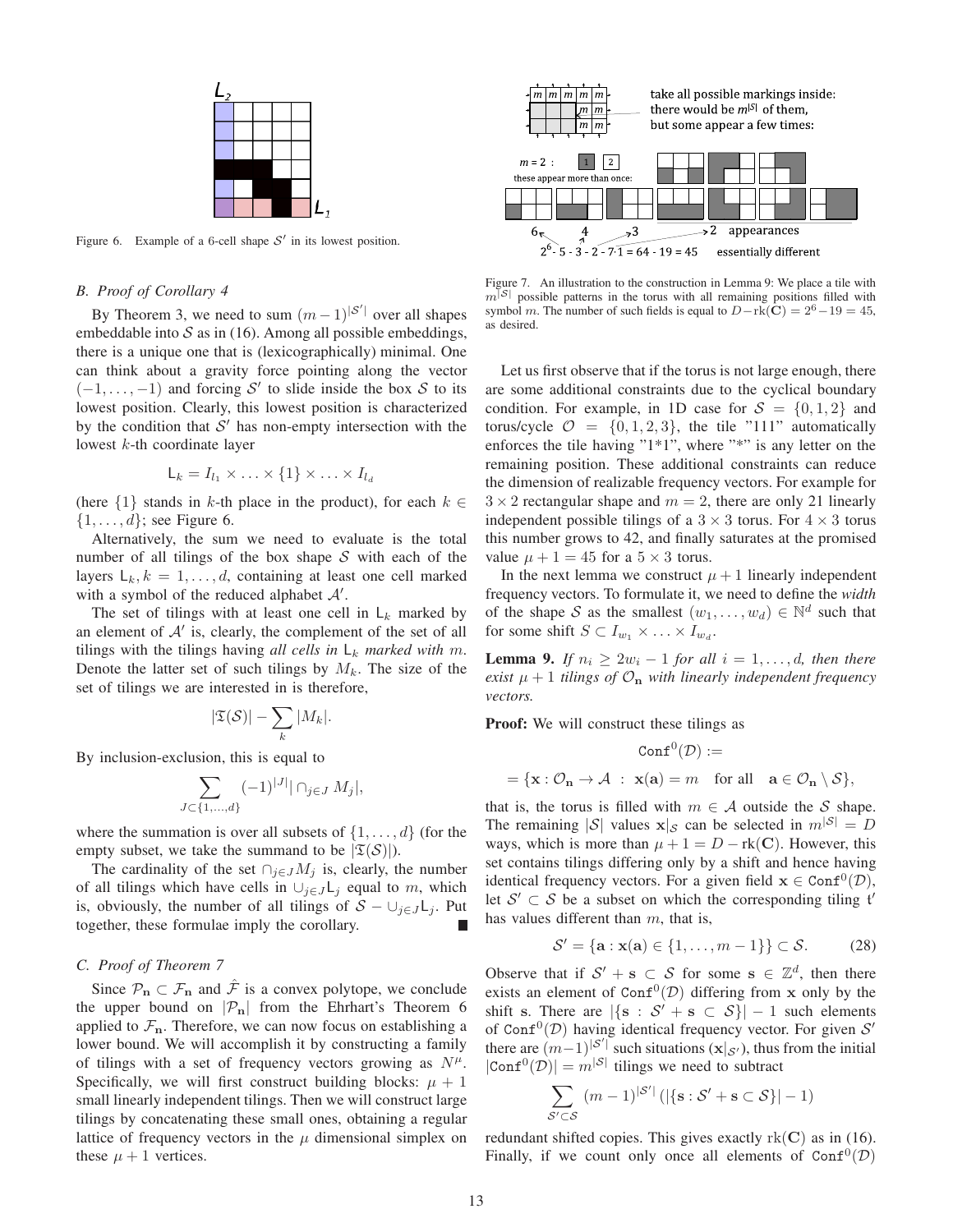Figure 6. Example of a 6-cell shape $\mathcal{S}'$ in its lowest position.

### B. Proof of Corollary 4

By Theorem 3, we need to sum $(m-1)^{|\mathcal{S}'|}$ over all shapes embeddable into $\mathcal{S}$ as in (16). Among all possible embeddings, there is a unique one that is (lexicographically) minimal. One can think about a gravity force pointing along the vector $(-1,\ldots,-1)$ and forcing $\mathcal{S}'$ to slide inside the box $\mathcal{S}$ to its lowest position. Clearly, this lowest position is characterized by the condition that $\mathcal{S}'$ has non-empty intersection with the lowest $k$-th coordinate layer

$$\mathsf{L}_k = I_{l_1} \times \ldots \times \{1\} \times \ldots \times I_{l_d}$$

(here $\{1\}$ stands in $k$-th place in the product), for each $k \in \{1,\ldots,d\}$; see Figure 6.

Alternatively, the sum we need to evaluate is the total number of all tilings of the box shape $\mathcal{S}$ with each of the layers $\mathsf{L}_k, k = 1,\ldots,d$, containing at least one cell marked with a symbol of the reduced alphabet $\mathcal{A}'$.

The set of tilings with at least one cell in $\mathsf{L}_k$ marked by an element of $\mathcal{A}'$ is, clearly, the complement of the set of all tilings with the tilings having *all cells in* $\mathsf{L}_k$ *marked with* $m$. Denote the latter set of such tilings by $M_k$. The size of the set of tilings we are interested in is therefore,

$$|\mathfrak{T}(\mathcal{S})| - \sum_k |M_k|.$$

By inclusion-exclusion, this is equal to

$$\sum_{J\subset\{1,\ldots,d\}} (-1)^{|J|} |\cap_{j\in J} M_j|,$$

where the summation is over all subsets of $\{1,\ldots,d\}$ (for the empty subset, we take the summand to be $|\mathfrak{T}(\mathcal{S})|$).

The cardinality of the set $\cap_{j\in J} M_j$ is, clearly, the number of all tilings which have cells in $\cup_{j\in J}\mathsf{L}_j$ equal to $m$, which is, obviously, the number of all tilings of $\mathcal{S} - \cup_{j\in J}\mathsf{L}_j$. Put together, these formulae imply the corollary. ■

### C. Proof of Theorem 7

Since $\mathcal{P}_\mathbf{n} \subset \mathcal{F}_\mathbf{n}$ and $\hat{\mathcal{F}}$ is a convex polytope, we conclude the upper bound on $|\mathcal{P}_\mathbf{n}|$ from the Ehrhart's Theorem 6 applied to $\mathcal{F}_\mathbf{n}$. Therefore, we can now focus on establishing a lower bound. We will accomplish it by constructing a family of tilings with a set of frequency vectors growing as $N^\mu$. Specifically, we will first construct building blocks: $\mu+1$ small linearly independent tilings. Then we will construct large tilings by concatenating these small ones, obtaining a regular lattice of frequency vectors in the $\mu$ dimensional simplex on these $\mu+1$ vertices.

Figure 7. An illustration to the construction in Lemma 9: We place a tile with $m^{|\mathcal{S}|}$ possible patterns in the torus with all remaining positions filled with symbol $m$. The number of such fields is equal to $D - \mathrm{rk}(\mathbf{C}) = 2^6 - 19 = 45$, as desired.

Let us first observe that if the torus is not large enough, there are some additional constraints due to the cyclical boundary condition. For example, in 1D case for $\mathcal{S} = \{0,1,2\}$ and torus/cycle $\mathcal{O} = \{0,1,2,3\}$, the tile "111" automatically enforces the tile having "1*1", where "*" is any letter on the remaining position. These additional constraints can reduce the dimension of realizable frequency vectors. For example for $3\times 2$ rectangular shape and $m=2$, there are only 21 linearly independent possible tilings of a $3\times 3$ torus. For $4\times 3$ torus this number grows to 42, and finally saturates at the promised value $\mu + 1 = 45$ for a $5\times 3$ torus.

In the next lemma we construct $\mu+1$ linearly independent frequency vectors. To formulate it, we need to define the *width* of the shape $\mathcal{S}$ as the smallest $(w_1,\ldots,w_d)\in\mathbb{N}^d$ such that for some shift $S \subset I_{w_1}\times\ldots\times I_{w_d}$.

**Lemma 9.** *If $n_i \geq 2w_i - 1$ for all $i = 1,\ldots,d$, then there exist $\mu+1$ tilings of $\mathcal{O}_\mathbf{n}$ with linearly independent frequency vectors.*

**Proof:** We will construct these tilings as

$$\mathtt{Conf}^0(\mathcal{D}) :=$$
$$= \{\mathbf{x} : \mathcal{O}_\mathbf{n} \to \mathcal{A} \;:\; \mathbf{x}(\mathbf{a}) = m \quad \text{for all} \quad \mathbf{a} \in \mathcal{O}_\mathbf{n} \setminus \mathcal{S}\},$$

that is, the torus is filled with $m \in \mathcal{A}$ outside the $\mathcal{S}$ shape. The remaining $|\mathcal{S}|$ values $\mathbf{x}|_\mathcal{S}$ can be selected in $m^{|\mathcal{S}|} = D$ ways, which is more than $\mu + 1 = D - \mathrm{rk}(\mathbf{C})$. However, this set contains tilings differing only by a shift and hence having identical frequency vectors. For a given field $\mathbf{x} \in \mathtt{Conf}^0(\mathcal{D})$, let $\mathcal{S}' \subset \mathcal{S}$ be a subset on which the corresponding tiling $\mathfrak{t}'$ has values different than $m$, that is,

$$\mathcal{S}' = \{\mathbf{a} : \mathbf{x}(\mathbf{a}) \in \{1,\ldots,m-1\}\} \subset \mathcal{S}. \tag{28}$$

Observe that if $\mathcal{S}' + \mathbf{s} \subset \mathcal{S}$ for some $\mathbf{s} \in \mathbb{Z}^d$, then there exists an element of $\mathtt{Conf}^0(\mathcal{D})$ differing from $\mathbf{x}$ only by the shift $\mathbf{s}$. There are $|\{\mathbf{s} : \mathcal{S}' + \mathbf{s} \subset \mathcal{S}\}| - 1$ such elements of $\mathtt{Conf}^0(\mathcal{D})$ having identical frequency vector. For given $\mathcal{S}'$ there are $(m-1)^{|\mathcal{S}'|}$ such situations $(\mathbf{x}|_{\mathcal{S}'})$, thus from the initial $|\mathtt{Conf}^0(\mathcal{D})| = m^{|\mathcal{S}|}$ tilings we need to subtract

$$\sum_{\mathcal{S}'\subset\mathcal{S}} (m-1)^{|\mathcal{S}'|} \left(|\{\mathbf{s} : \mathcal{S}' + \mathbf{s} \subset \mathcal{S}\}| - 1\right)$$

redundant shifted copies. This gives exactly $\mathrm{rk}(\mathbf{C})$ as in (16). Finally, if we count only once all elements of $\mathtt{Conf}^0(\mathcal{D})$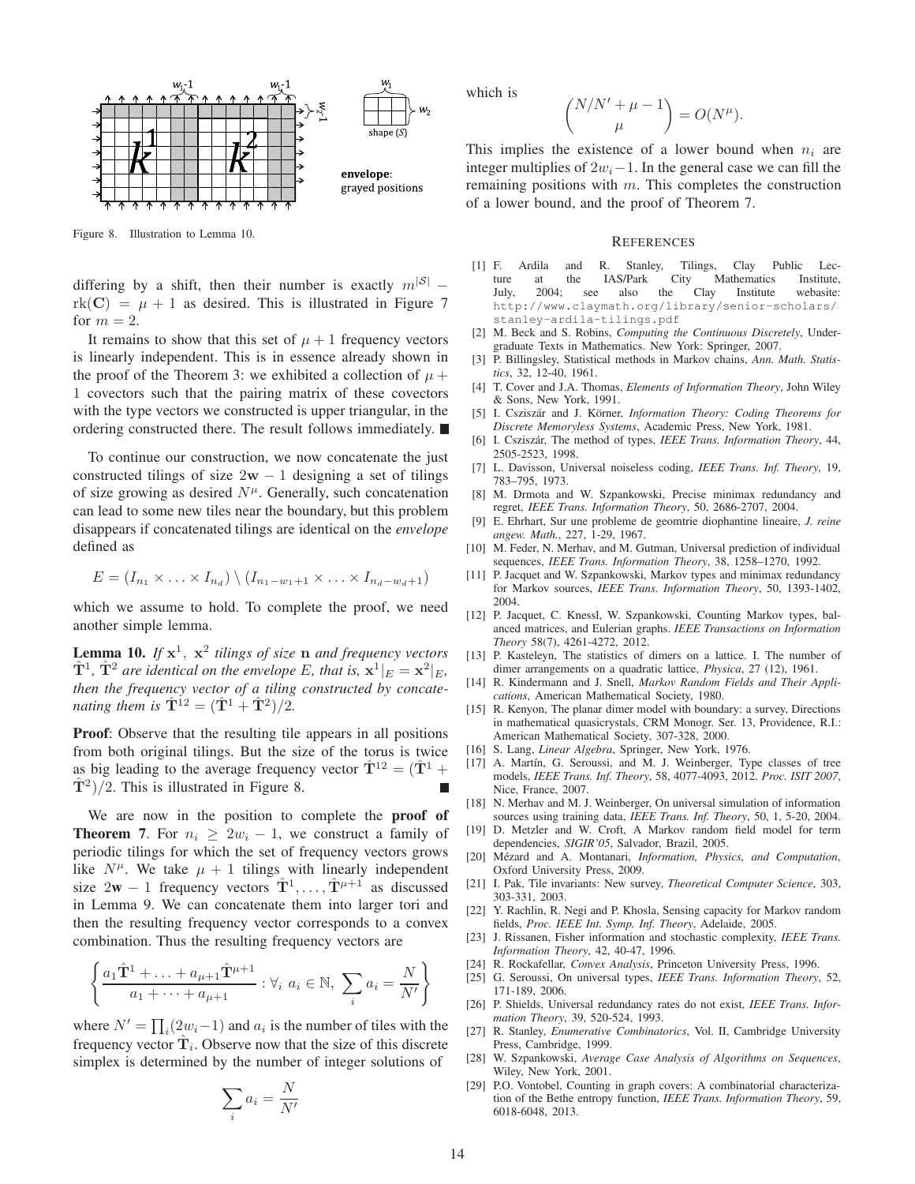Figure 8. Illustration to Lemma 10.

differing by a shift, then their number is exactly $m^{|\mathcal{S}|} - \mathrm{rk}(\mathbf{C}) = \mu + 1$ as desired. This is illustrated in Figure 7 for $m = 2$.

It remains to show that this set of $\mu + 1$ frequency vectors is linearly independent. This is in essence already shown in the proof of the Theorem 3: we exhibited a collection of $\mu + 1$ covectors such that the pairing matrix of these covectors with the type vectors we constructed is upper triangular, in the ordering constructed there. The result follows immediately. ■

To continue our construction, we now concatenate the just constructed tilings of size $2\mathbf{w} - 1$ designing a set of tilings of size growing as desired $N^{\mu}$. Generally, such concatenation can lead to some new tiles near the boundary, but this problem disappears if concatenated tilings are identical on the *envelope* defined as

$$E = (I_{n_1} \times \ldots \times I_{n_d}) \setminus (I_{n_1 - w_1 + 1} \times \ldots \times I_{n_d - w_d + 1})$$

which we assume to hold. To complete the proof, we need another simple lemma.

**Lemma 10.** *If $\mathbf{x}^1$, $\mathbf{x}^2$ tilings of size $\mathbf{n}$ and frequency vectors $\hat{\mathbf{T}}^1$, $\hat{\mathbf{T}}^2$ are identical on the envelope $E$, that is, $\mathbf{x}^1|_E = \mathbf{x}^2|_E$, then the frequency vector of a tiling constructed by concatenating them is $\hat{\mathbf{T}}^{12} = (\hat{\mathbf{T}}^1 + \hat{\mathbf{T}}^2)/2$.*

**Proof**: Observe that the resulting tile appears in all positions from both original tilings. But the size of the torus is twice as big leading to the average frequency vector $\hat{\mathbf{T}}^{12} = (\hat{\mathbf{T}}^1 + \hat{\mathbf{T}}^2)/2$. This is illustrated in Figure 8. ■

We are now in the position to complete the **proof of Theorem 7**. For $n_i \geq 2w_i - 1$, we construct a family of periodic tilings for which the set of frequency vectors grows like $N^{\mu}$. We take $\mu + 1$ tilings with linearly independent size $2\mathbf{w} - 1$ frequency vectors $\hat{\mathbf{T}}^1, \ldots, \hat{\mathbf{T}}^{\mu+1}$ as discussed in Lemma 9. We can concatenate them into larger tori and then the resulting frequency vector corresponds to a convex combination. Thus the resulting frequency vectors are

$$\left\{ \frac{a_1 \hat{\mathbf{T}}^1 + \ldots + a_{\mu+1} \hat{\mathbf{T}}^{\mu+1}}{a_1 + \cdots + a_{\mu+1}} : \forall_i \ a_i \in \mathbb{N}, \ \sum_i a_i = \frac{N}{N'} \right\}$$

where $N' = \prod_i (2w_i - 1)$ and $a_i$ is the number of tiles with the frequency vector $\hat{\mathbf{T}}_i$. Observe now that the size of this discrete simplex is determined by the number of integer solutions of

$$\sum_i a_i = \frac{N}{N'}$$

which is

$$\binom{N/N' + \mu - 1}{\mu} = O(N^{\mu}).$$

This implies the existence of a lower bound when $n_i$ are integer multiples of $2w_i - 1$. In the general case we can fill the remaining positions with $m$. This completes the construction of a lower bound, and the proof of Theorem 7.

## References

[1] F. Ardila and R. Stanley, Tilings, Clay Public Lecture at the IAS/Park City Mathematics Institute, July, 2004; see also the Clay Institute webasite: http://www.claymath.org/library/senior-scholars/stanley-ardila-tilings.pdf

[2] M. Beck and S. Robins, *Computing the Continuous Discretely*, Undergraduate Texts in Mathematics. New York: Springer, 2007.

[3] P. Billingsley, Statistical methods in Markov chains, *Ann. Math. Statistics*, 32, 12-40, 1961.

[4] T. Cover and J.A. Thomas, *Elements of Information Theory*, John Wiley & Sons, New York, 1991.

[5] I. Csziszár and J. Körner, *Information Theory: Coding Theorems for Discrete Memoryless Systems*, Academic Press, New York, 1981.

[6] I. Csziszár, The method of types, *IEEE Trans. Information Theory*, 44, 2505-2523, 1998.

[7] L. Davisson, Universal noiseless coding, *IEEE Trans. Inf. Theory*, 19, 783–795, 1973.

[8] M. Drmota and W. Szpankowski, Precise minimax redundancy and regret, *IEEE Trans. Information Theory*, 50, 2686-2707, 2004.

[9] E. Ehrhart, Sur une probleme de geomtrie diophantine lineaire, *J. reine angew. Math.*, 227, 1-29, 1967.

[10] M. Feder, N. Merhav, and M. Gutman, Universal prediction of individual sequences, *IEEE Trans. Information Theory*, 38, 1258–1270, 1992.

[11] P. Jacquet and W. Szpankowski, Markov types and minimax redundancy for Markov sources, *IEEE Trans. Information Theory*, 50, 1393-1402, 2004.

[12] P. Jacquet, C. Knessl, W. Szpankowski, Counting Markov types, balanced matrices, and Eulerian graphs. *IEEE Transactions on Information Theory* 58(7), 4261-4272, 2012.

[13] P. Kasteleyn, The statistics of dimers on a lattice. I. The number of dimer arrangements on a quadratic lattice, *Physica*, 27 (12), 1961.

[14] R. Kindermann and J. Snell, *Markov Random Fields and Their Applications*, American Mathematical Society, 1980.

[15] R. Kenyon, The planar dimer model with boundary: a survey, Directions in mathematical quasicrystals, CRM Monogr. Ser. 13, Providence, R.I.: American Mathematical Society, 307-328, 2000.

[16] S. Lang, *Linear Algebra*, Springer, New York, 1976.

[17] A. Martín, G. Seroussi, and M. J. Weinberger, Type classes of tree models, *IEEE Trans. Inf. Theory*, 58, 4077-4093, 2012. *Proc. ISIT 2007*, Nice, France, 2007.

[18] N. Merhav and M. J. Weinberger, On universal simulation of information sources using training data, *IEEE Trans. Inf. Theory*, 50, 1, 5-20, 2004.

[19] D. Metzler and W. Croft, A Markov random field model for term dependencies, *SIGIR'05*, Salvador, Brazil, 2005.

[20] Mézard and A. Montanari, *Information, Physics, and Computation*, Oxford University Press, 2009.

[21] I. Pak, Tile invariants: New survey, *Theoretical Computer Science*, 303, 303-331, 2003.

[22] Y. Rachlin, R. Negi and P. Khosla, Sensing capacity for Markov random fields, *Proc. IEEE Int. Symp. Inf. Theory*, Adelaide, 2005.

[23] J. Rissanen, Fisher information and stochastic complexity, *IEEE Trans. Information Theory*, 42, 40-47, 1996.

[24] R. Rockafellar, *Convex Analysis*, Princeton University Press, 1996.

[25] G. Seroussi, On universal types, *IEEE Trans. Information Theory*, 52, 171-189, 2006.

[26] P. Shields, Universal redundancy rates do not exist, *IEEE Trans. Information Theory*, 39, 520-524, 1993.

[27] R. Stanley, *Enumerative Combinatorics*, Vol. II, Cambridge University Press, Cambridge, 1999.

[28] W. Szpankowski, *Average Case Analysis of Algorithms on Sequences*, Wiley, New York, 2001.

[29] P.O. Vontobel, Counting in graph covers: A combinatorial characterization of the Bethe entropy function, *IEEE Trans. Information Theory*, 59, 6018-6048, 2013.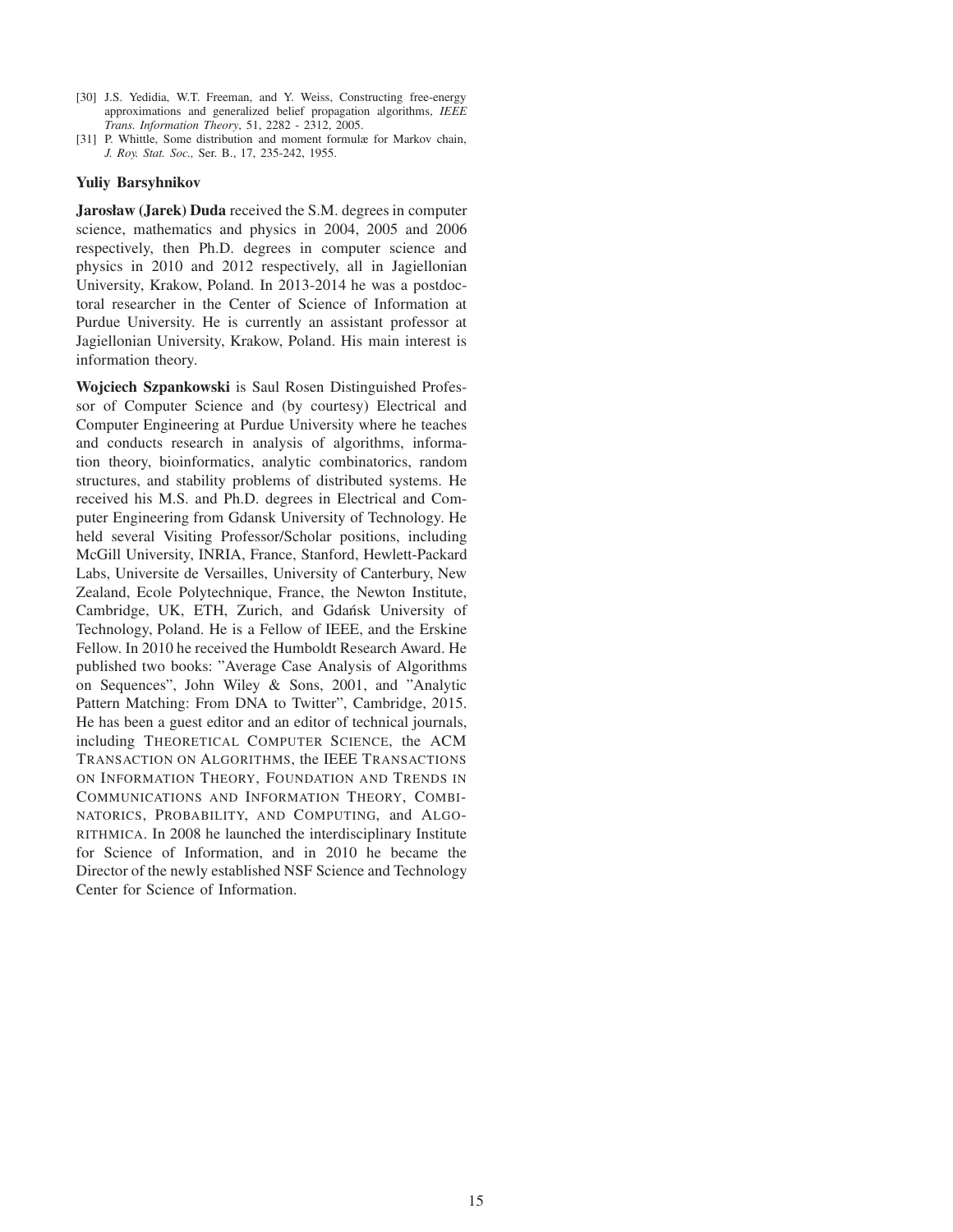[30] J.S. Yedidia, W.T. Freeman, and Y. Weiss, Constructing free-energy approximations and generalized belief propagation algorithms, *IEEE Trans. Information Theory*, 51, 2282 - 2312, 2005.

[31] P. Whittle, Some distribution and moment formulæ for Markov chain, *J. Roy. Stat. Soc.,* Ser. B., 17, 235-242, 1955.

**Yuliy Barsyhnikov**

**Jarosław (Jarek) Duda** received the S.M. degrees in computer science, mathematics and physics in 2004, 2005 and 2006 respectively, then Ph.D. degrees in computer science and physics in 2010 and 2012 respectively, all in Jagiellonian University, Krakow, Poland. In 2013-2014 he was a postdoctoral researcher in the Center of Science of Information at Purdue University. He is currently an assistant professor at Jagiellonian University, Krakow, Poland. His main interest is information theory.

**Wojciech Szpankowski** is Saul Rosen Distinguished Professor of Computer Science and (by courtesy) Electrical and Computer Engineering at Purdue University where he teaches and conducts research in analysis of algorithms, information theory, bioinformatics, analytic combinatorics, random structures, and stability problems of distributed systems. He received his M.S. and Ph.D. degrees in Electrical and Computer Engineering from Gdansk University of Technology. He held several Visiting Professor/Scholar positions, including McGill University, INRIA, France, Stanford, Hewlett-Packard Labs, Universite de Versailles, University of Canterbury, New Zealand, Ecole Polytechnique, France, the Newton Institute, Cambridge, UK, ETH, Zurich, and Gdańsk University of Technology, Poland. He is a Fellow of IEEE, and the Erskine Fellow. In 2010 he received the Humboldt Research Award. He published two books: "Average Case Analysis of Algorithms on Sequences", John Wiley & Sons, 2001, and "Analytic Pattern Matching: From DNA to Twitter", Cambridge, 2015. He has been a guest editor and an editor of technical journals, including THEORETICAL COMPUTER SCIENCE, the ACM TRANSACTION ON ALGORITHMS, the IEEE TRANSACTIONS ON INFORMATION THEORY, FOUNDATION AND TRENDS IN COMMUNICATIONS AND INFORMATION THEORY, COMBINATORICS, PROBABILITY, AND COMPUTING, and ALGORITHMICA. In 2008 he launched the interdisciplinary Institute for Science of Information, and in 2010 he became the Director of the newly established NSF Science and Technology Center for Science of Information.